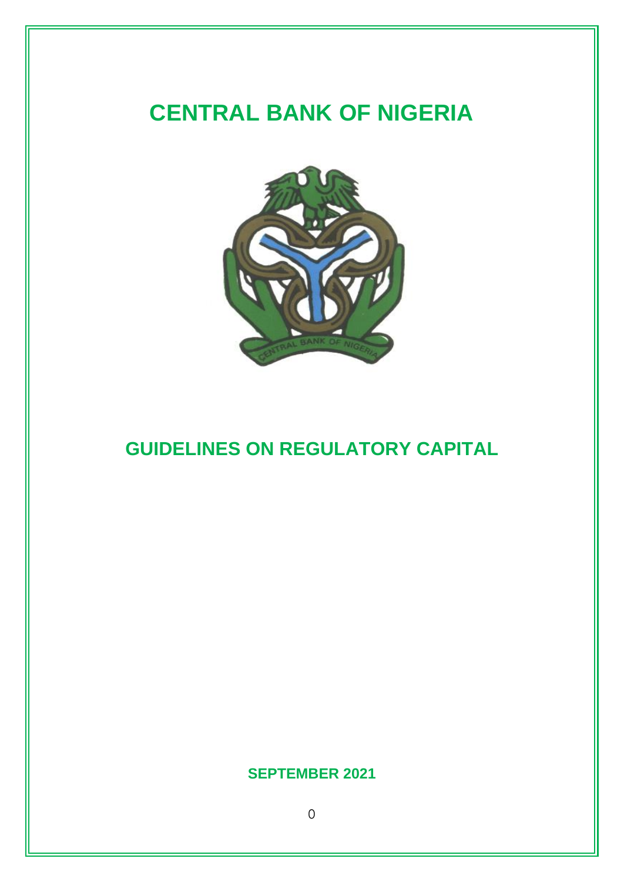# CENTRAL BANK OF NIGERIA

# GUIDELINES ON REGULATORY CAPITAL

**SEPTEMBER 2021**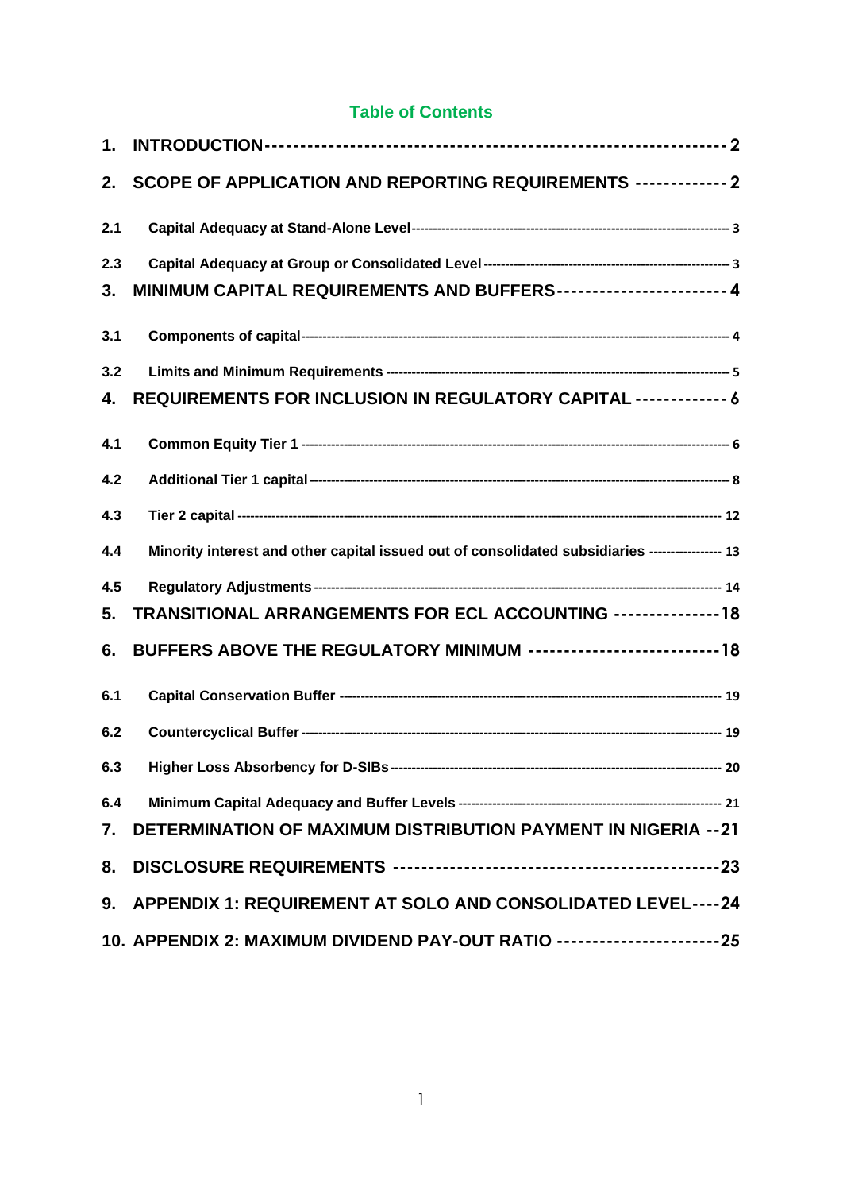## Table of Contents

| | | |
|---|---|---|
| **1.** | **INTRODUCTION** | **2** |
| **2.** | **SCOPE OF APPLICATION AND REPORTING REQUIREMENTS** | **2** |
| **2.1** | **Capital Adequacy at Stand-Alone Level** | **3** |
| **2.3** | **Capital Adequacy at Group or Consolidated Level** | **3** |
| **3.** | **MINIMUM CAPITAL REQUIREMENTS AND BUFFERS** | **4** |
| **3.1** | **Components of capital** | **4** |
| **3.2** | **Limits and Minimum Requirements** | **5** |
| **4.** | **REQUIREMENTS FOR INCLUSION IN REGULATORY CAPITAL** | **6** |
| **4.1** | **Common Equity Tier 1** | **6** |
| **4.2** | **Additional Tier 1 capital** | **8** |
| **4.3** | **Tier 2 capital** | **12** |
| **4.4** | **Minority interest and other capital issued out of consolidated subsidiaries** | **13** |
| **4.5** | **Regulatory Adjustments** | **14** |
| **5.** | **TRANSITIONAL ARRANGEMENTS FOR ECL ACCOUNTING** | **18** |
| **6.** | **BUFFERS ABOVE THE REGULATORY MINIMUM** | **18** |
| **6.1** | **Capital Conservation Buffer** | **19** |
| **6.2** | **Countercyclical Buffer** | **19** |
| **6.3** | **Higher Loss Absorbency for D-SIBs** | **20** |
| **6.4** | **Minimum Capital Adequacy and Buffer Levels** | **21** |
| **7.** | **DETERMINATION OF MAXIMUM DISTRIBUTION PAYMENT IN NIGERIA** | **21** |
| **8.** | **DISCLOSURE REQUIREMENTS** | **23** |
| **9.** | **APPENDIX 1: REQUIREMENT AT SOLO AND CONSOLIDATED LEVEL** | **24** |
| **10.** | **APPENDIX 2: MAXIMUM DIVIDEND PAY-OUT RATIO** | **25** |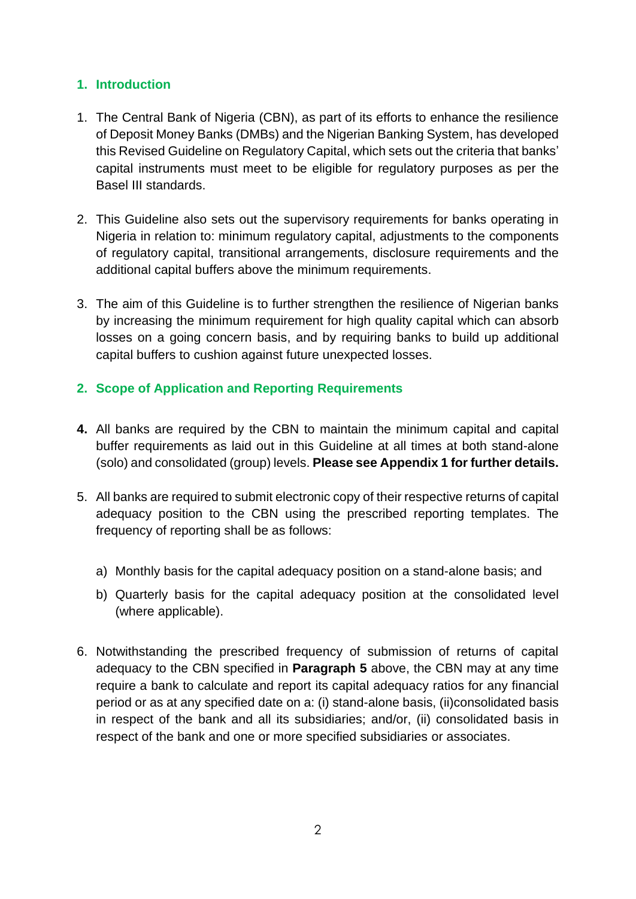## 1. Introduction

1. The Central Bank of Nigeria (CBN), as part of its efforts to enhance the resilience of Deposit Money Banks (DMBs) and the Nigerian Banking System, has developed this Revised Guideline on Regulatory Capital, which sets out the criteria that banks' capital instruments must meet to be eligible for regulatory purposes as per the Basel III standards.

2. This Guideline also sets out the supervisory requirements for banks operating in Nigeria in relation to: minimum regulatory capital, adjustments to the components of regulatory capital, transitional arrangements, disclosure requirements and the additional capital buffers above the minimum requirements.

3. The aim of this Guideline is to further strengthen the resilience of Nigerian banks by increasing the minimum requirement for high quality capital which can absorb losses on a going concern basis, and by requiring banks to build up additional capital buffers to cushion against future unexpected losses.

## 2. Scope of Application and Reporting Requirements

4. All banks are required by the CBN to maintain the minimum capital and capital buffer requirements as laid out in this Guideline at all times at both stand-alone (solo) and consolidated (group) levels. **Please see Appendix 1 for further details.**

5. All banks are required to submit electronic copy of their respective returns of capital adequacy position to the CBN using the prescribed reporting templates. The frequency of reporting shall be as follows:

   a) Monthly basis for the capital adequacy position on a stand-alone basis; and

   b) Quarterly basis for the capital adequacy position at the consolidated level (where applicable).

6. Notwithstanding the prescribed frequency of submission of returns of capital adequacy to the CBN specified in **Paragraph 5** above, the CBN may at any time require a bank to calculate and report its capital adequacy ratios for any financial period or as at any specified date on a: (i) stand-alone basis, (ii)consolidated basis in respect of the bank and all its subsidiaries; and/or, (ii) consolidated basis in respect of the bank and one or more specified subsidiaries or associates.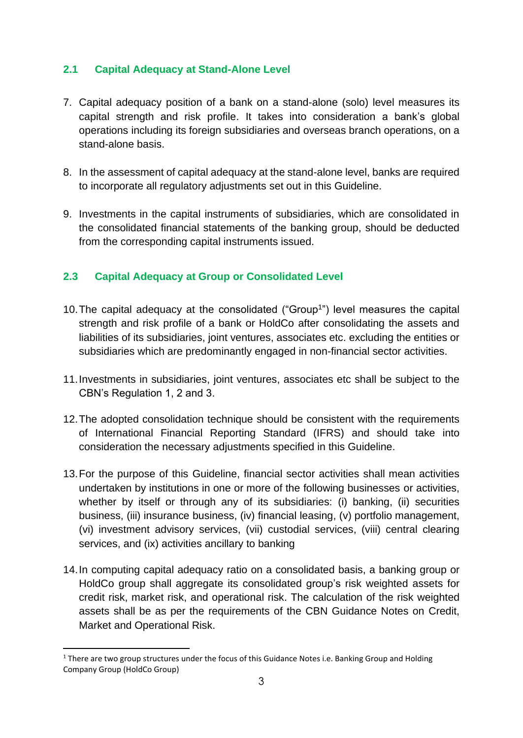## 2.1 Capital Adequacy at Stand-Alone Level

7. Capital adequacy position of a bank on a stand-alone (solo) level measures its capital strength and risk profile. It takes into consideration a bank's global operations including its foreign subsidiaries and overseas branch operations, on a stand-alone basis.

8. In the assessment of capital adequacy at the stand-alone level, banks are required to incorporate all regulatory adjustments set out in this Guideline.

9. Investments in the capital instruments of subsidiaries, which are consolidated in the consolidated financial statements of the banking group, should be deducted from the corresponding capital instruments issued.

## 2.3 Capital Adequacy at Group or Consolidated Level

10. The capital adequacy at the consolidated ("Group[1]") level measures the capital strength and risk profile of a bank or HoldCo after consolidating the assets and liabilities of its subsidiaries, joint ventures, associates etc. excluding the entities or subsidiaries which are predominantly engaged in non-financial sector activities.

11. Investments in subsidiaries, joint ventures, associates etc shall be subject to the CBN's Regulation 1, 2 and 3.

12. The adopted consolidation technique should be consistent with the requirements of International Financial Reporting Standard (IFRS) and should take into consideration the necessary adjustments specified in this Guideline.

13. For the purpose of this Guideline, financial sector activities shall mean activities undertaken by institutions in one or more of the following businesses or activities, whether by itself or through any of its subsidiaries: (i) banking, (ii) securities business, (iii) insurance business, (iv) financial leasing, (v) portfolio management, (vi) investment advisory services, (vii) custodial services, (viii) central clearing services, and (ix) activities ancillary to banking

14. In computing capital adequacy ratio on a consolidated basis, a banking group or HoldCo group shall aggregate its consolidated group's risk weighted assets for credit risk, market risk, and operational risk. The calculation of the risk weighted assets shall be as per the requirements of the CBN Guidance Notes on Credit, Market and Operational Risk.

---

[1] There are two group structures under the focus of this Guidance Notes i.e. Banking Group and Holding Company Group (HoldCo Group)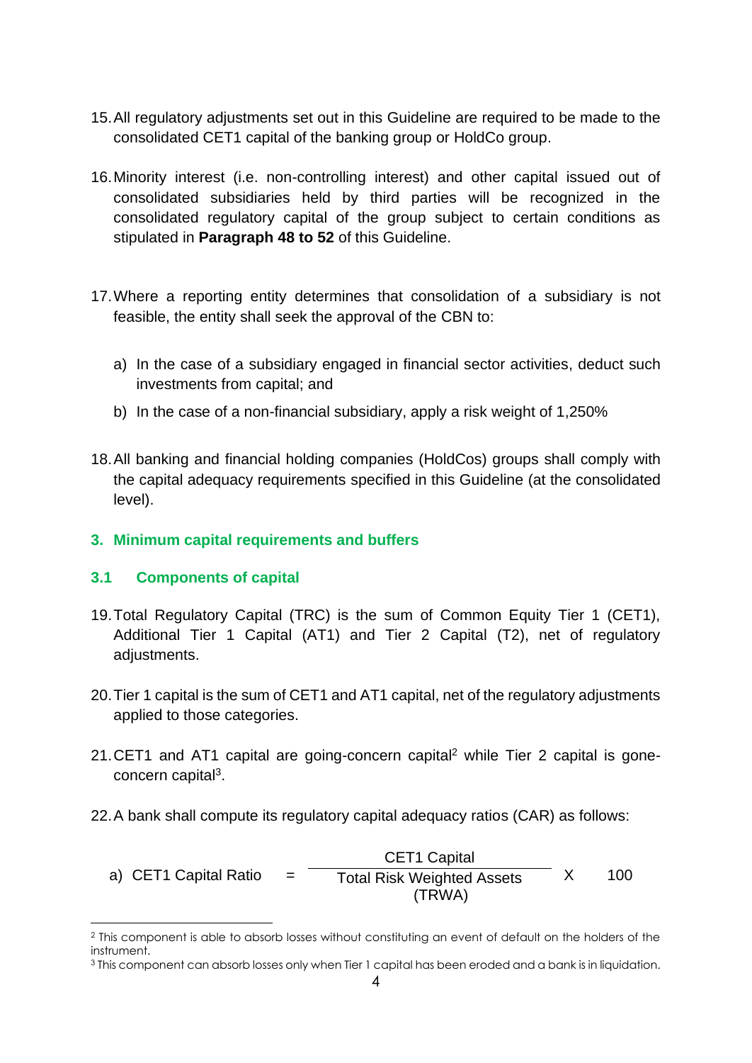15. All regulatory adjustments set out in this Guideline are required to be made to the consolidated CET1 capital of the banking group or HoldCo group.

16. Minority interest (i.e. non-controlling interest) and other capital issued out of consolidated subsidiaries held by third parties will be recognized in the consolidated regulatory capital of the group subject to certain conditions as stipulated in **Paragraph 48 to 52** of this Guideline.

17. Where a reporting entity determines that consolidation of a subsidiary is not feasible, the entity shall seek the approval of the CBN to:

    a) In the case of a subsidiary engaged in financial sector activities, deduct such investments from capital; and

    b) In the case of a non-financial subsidiary, apply a risk weight of 1,250%

18. All banking and financial holding companies (HoldCos) groups shall comply with the capital adequacy requirements specified in this Guideline (at the consolidated level).

## 3. Minimum capital requirements and buffers

### 3.1 Components of capital

19. Total Regulatory Capital (TRC) is the sum of Common Equity Tier 1 (CET1), Additional Tier 1 Capital (AT1) and Tier 2 Capital (T2), net of regulatory adjustments.

20. Tier 1 capital is the sum of CET1 and AT1 capital, net of the regulatory adjustments applied to those categories.

21. CET1 and AT1 capital are going-concern capital[2] while Tier 2 capital is gone-concern capital[3].

22. A bank shall compute its regulatory capital adequacy ratios (CAR) as follows:

    a) $$\text{CET1 Capital Ratio} = \frac{\text{CET1 Capital}}{\text{Total Risk Weighted Assets (TRWA)}} \times 100$$

---

[2] This component is able to absorb losses without constituting an event of default on the holders of the instrument.

[3] This component can absorb losses only when Tier 1 capital has been eroded and a bank is in liquidation.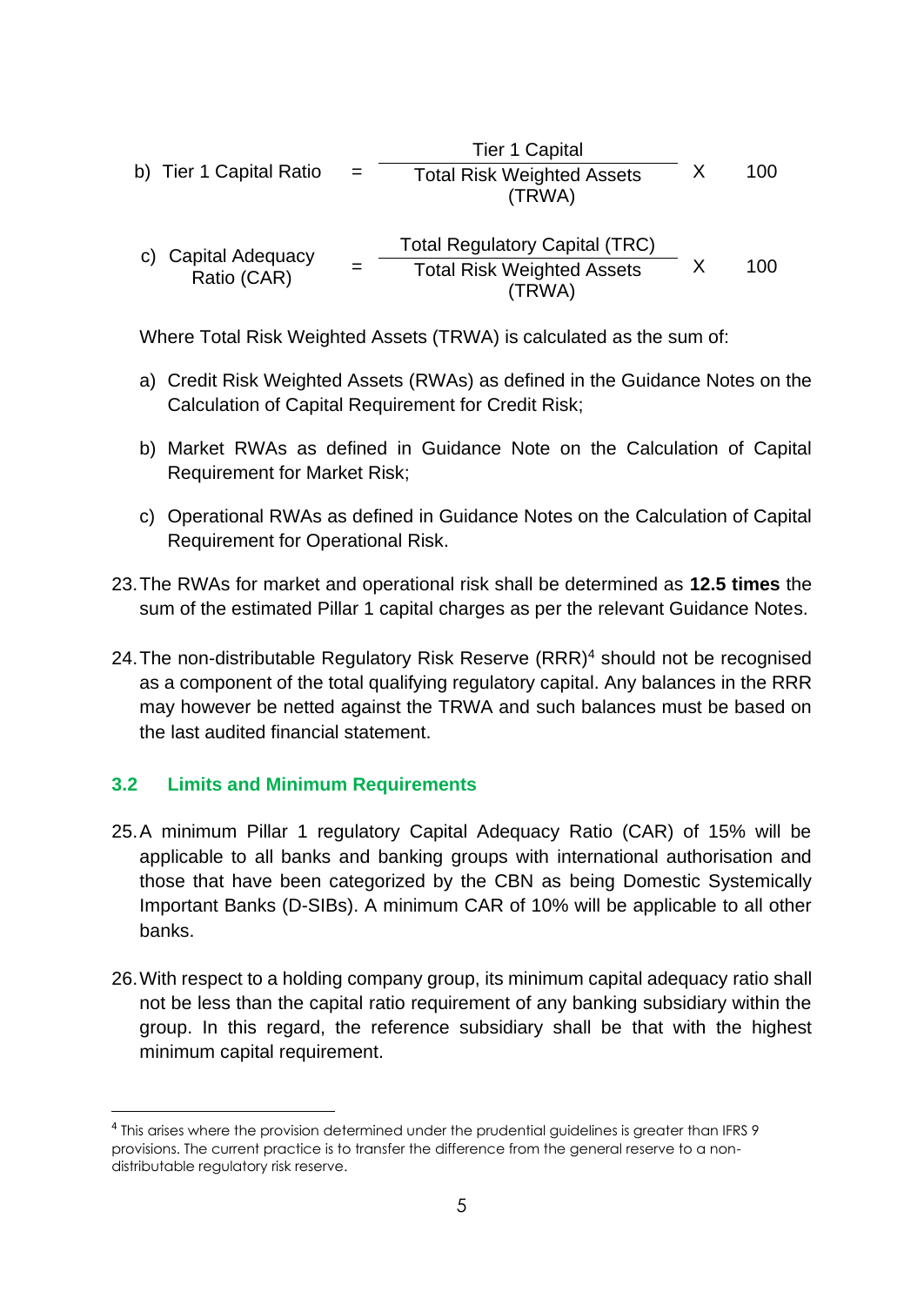b) Tier 1 Capital Ratio

$$\text{Tier 1 Capital Ratio} = \frac{\text{Tier 1 Capital}}{\text{Total Risk Weighted Assets (TRWA)}} \times 100$$

c) Capital Adequacy Ratio (CAR)

$$\text{Capital Adequacy Ratio (CAR)} = \frac{\text{Total Regulatory Capital (TRC)}}{\text{Total Risk Weighted Assets (TRWA)}} \times 100$$

Where Total Risk Weighted Assets (TRWA) is calculated as the sum of:

a) Credit Risk Weighted Assets (RWAs) as defined in the Guidance Notes on the Calculation of Capital Requirement for Credit Risk;

b) Market RWAs as defined in Guidance Note on the Calculation of Capital Requirement for Market Risk;

c) Operational RWAs as defined in Guidance Notes on the Calculation of Capital Requirement for Operational Risk.

23. The RWAs for market and operational risk shall be determined as **12.5 times** the sum of the estimated Pillar 1 capital charges as per the relevant Guidance Notes.

24. The non-distributable Regulatory Risk Reserve (RRR)[4] should not be recognised as a component of the total qualifying regulatory capital. Any balances in the RRR may however be netted against the TRWA and such balances must be based on the last audited financial statement.

### 3.2 Limits and Minimum Requirements

25. A minimum Pillar 1 regulatory Capital Adequacy Ratio (CAR) of 15% will be applicable to all banks and banking groups with international authorisation and those that have been categorized by the CBN as being Domestic Systemically Important Banks (D-SIBs). A minimum CAR of 10% will be applicable to all other banks.

26. With respect to a holding company group, its minimum capital adequacy ratio shall not be less than the capital ratio requirement of any banking subsidiary within the group. In this regard, the reference subsidiary shall be that with the highest minimum capital requirement.

[4] This arises where the provision determined under the prudential guidelines is greater than IFRS 9 provisions. The current practice is to transfer the difference from the general reserve to a non-distributable regulatory risk reserve.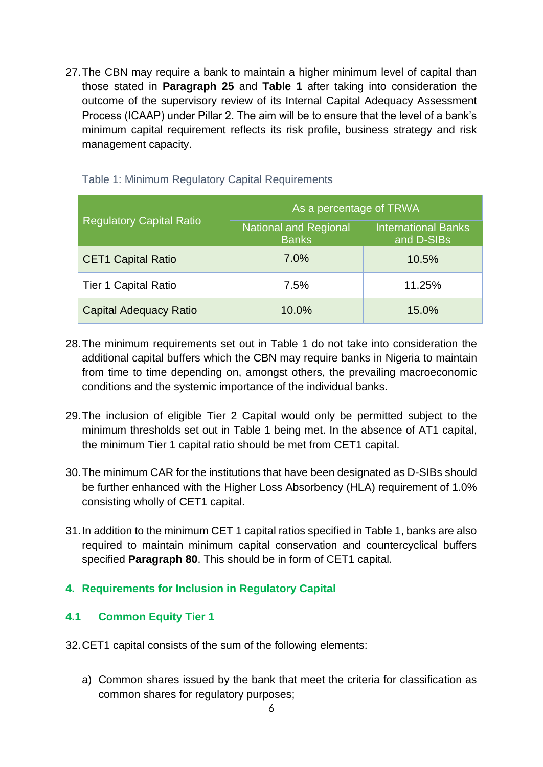27. The CBN may require a bank to maintain a higher minimum level of capital than those stated in **Paragraph 25** and **Table 1** after taking into consideration the outcome of the supervisory review of its Internal Capital Adequacy Assessment Process (ICAAP) under Pillar 2. The aim will be to ensure that the level of a bank's minimum capital requirement reflects its risk profile, business strategy and risk management capacity.

Table 1: Minimum Regulatory Capital Requirements

| Regulatory Capital Ratio | As a percentage of TRWA | |
|---|---|---|
| | National and Regional Banks | International Banks and D-SIBs |
| CET1 Capital Ratio | 7.0% | 10.5% |
| Tier 1 Capital Ratio | 7.5% | 11.25% |
| Capital Adequacy Ratio | 10.0% | 15.0% |

28. The minimum requirements set out in Table 1 do not take into consideration the additional capital buffers which the CBN may require banks in Nigeria to maintain from time to time depending on, amongst others, the prevailing macroeconomic conditions and the systemic importance of the individual banks.

29. The inclusion of eligible Tier 2 Capital would only be permitted subject to the minimum thresholds set out in Table 1 being met. In the absence of AT1 capital, the minimum Tier 1 capital ratio should be met from CET1 capital.

30. The minimum CAR for the institutions that have been designated as D-SIBs should be further enhanced with the Higher Loss Absorbency (HLA) requirement of 1.0% consisting wholly of CET1 capital.

31. In addition to the minimum CET 1 capital ratios specified in Table 1, banks are also required to maintain minimum capital conservation and countercyclical buffers specified **Paragraph 80**. This should be in form of CET1 capital.

## 4. Requirements for Inclusion in Regulatory Capital

### 4.1 Common Equity Tier 1

32. CET1 capital consists of the sum of the following elements:

   a) Common shares issued by the bank that meet the criteria for classification as common shares for regulatory purposes;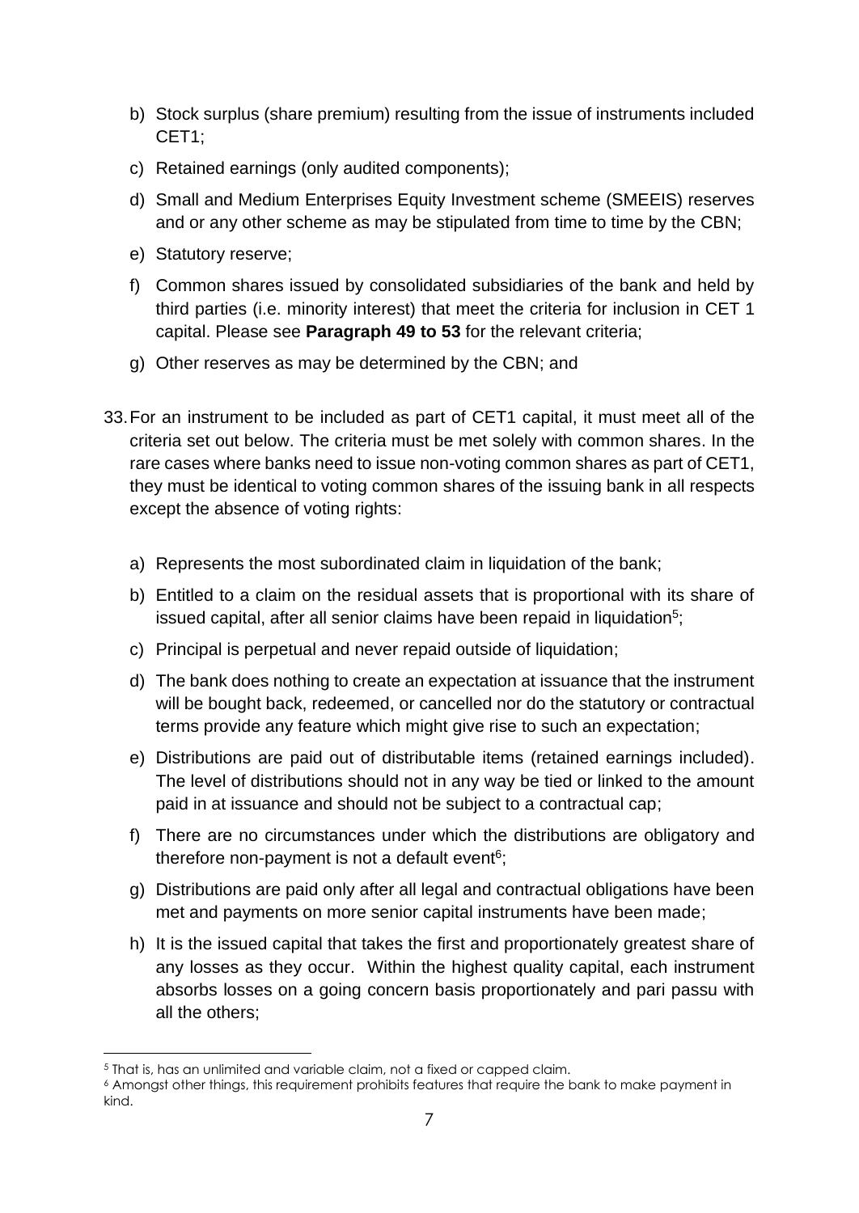b) Stock surplus (share premium) resulting from the issue of instruments included CET1;

c) Retained earnings (only audited components);

d) Small and Medium Enterprises Equity Investment scheme (SMEEIS) reserves and or any other scheme as may be stipulated from time to time by the CBN;

e) Statutory reserve;

f) Common shares issued by consolidated subsidiaries of the bank and held by third parties (i.e. minority interest) that meet the criteria for inclusion in CET 1 capital. Please see **Paragraph 49 to 53** for the relevant criteria;

g) Other reserves as may be determined by the CBN; and

33. For an instrument to be included as part of CET1 capital, it must meet all of the criteria set out below. The criteria must be met solely with common shares. In the rare cases where banks need to issue non-voting common shares as part of CET1, they must be identical to voting common shares of the issuing bank in all respects except the absence of voting rights:

    a) Represents the most subordinated claim in liquidation of the bank;

    b) Entitled to a claim on the residual assets that is proportional with its share of issued capital, after all senior claims have been repaid in liquidation[5];

    c) Principal is perpetual and never repaid outside of liquidation;

    d) The bank does nothing to create an expectation at issuance that the instrument will be bought back, redeemed, or cancelled nor do the statutory or contractual terms provide any feature which might give rise to such an expectation;

    e) Distributions are paid out of distributable items (retained earnings included). The level of distributions should not in any way be tied or linked to the amount paid in at issuance and should not be subject to a contractual cap;

    f) There are no circumstances under which the distributions are obligatory and therefore non-payment is not a default event[6];

    g) Distributions are paid only after all legal and contractual obligations have been met and payments on more senior capital instruments have been made;

    h) It is the issued capital that takes the first and proportionately greatest share of any losses as they occur. Within the highest quality capital, each instrument absorbs losses on a going concern basis proportionately and pari passu with all the others;

---

[5] That is, has an unlimited and variable claim, not a fixed or capped claim.

[6] Amongst other things, this requirement prohibits features that require the bank to make payment in kind.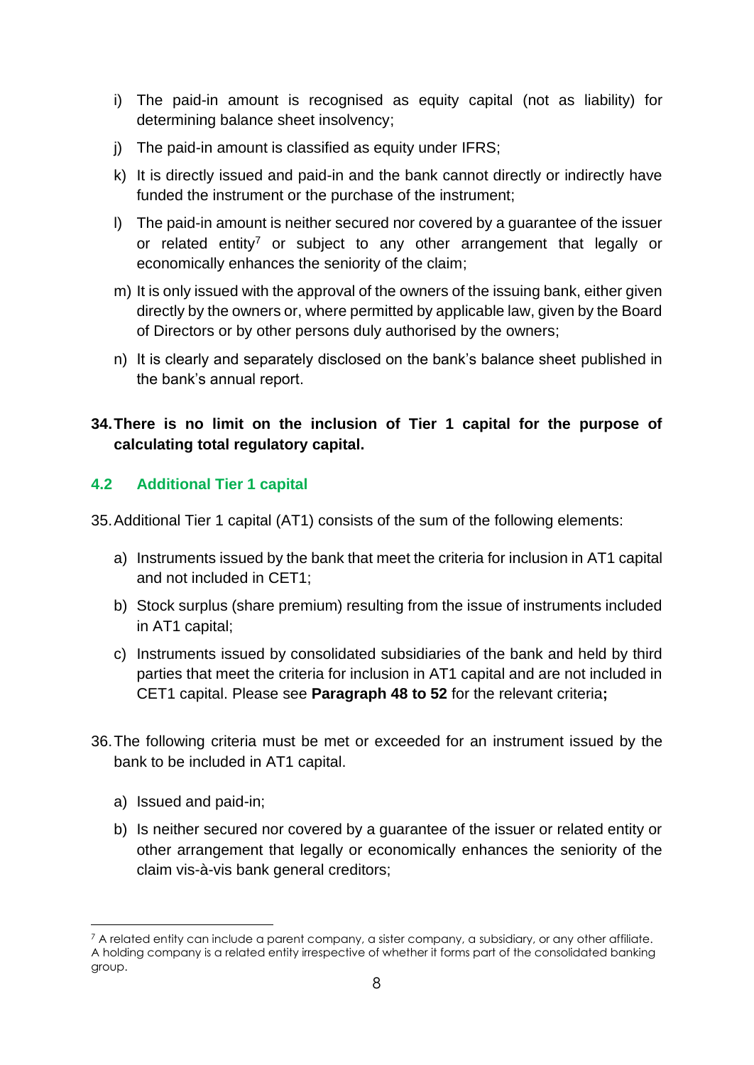i) The paid-in amount is recognised as equity capital (not as liability) for determining balance sheet insolvency;

j) The paid-in amount is classified as equity under IFRS;

k) It is directly issued and paid-in and the bank cannot directly or indirectly have funded the instrument or the purchase of the instrument;

l) The paid-in amount is neither secured nor covered by a guarantee of the issuer or related entity[7] or subject to any other arrangement that legally or economically enhances the seniority of the claim;

m) It is only issued with the approval of the owners of the issuing bank, either given directly by the owners or, where permitted by applicable law, given by the Board of Directors or by other persons duly authorised by the owners;

n) It is clearly and separately disclosed on the bank's balance sheet published in the bank's annual report.

**34. There is no limit on the inclusion of Tier 1 capital for the purpose of calculating total regulatory capital.**

### 4.2 Additional Tier 1 capital

35. Additional Tier 1 capital (AT1) consists of the sum of the following elements:

a) Instruments issued by the bank that meet the criteria for inclusion in AT1 capital and not included in CET1;

b) Stock surplus (share premium) resulting from the issue of instruments included in AT1 capital;

c) Instruments issued by consolidated subsidiaries of the bank and held by third parties that meet the criteria for inclusion in AT1 capital and are not included in CET1 capital. Please see **Paragraph 48 to 52** for the relevant criteria**;**

36. The following criteria must be met or exceeded for an instrument issued by the bank to be included in AT1 capital.

a) Issued and paid-in;

b) Is neither secured nor covered by a guarantee of the issuer or related entity or other arrangement that legally or economically enhances the seniority of the claim vis-à-vis bank general creditors;

[7] A related entity can include a parent company, a sister company, a subsidiary, or any other affiliate. A holding company is a related entity irrespective of whether it forms part of the consolidated banking group.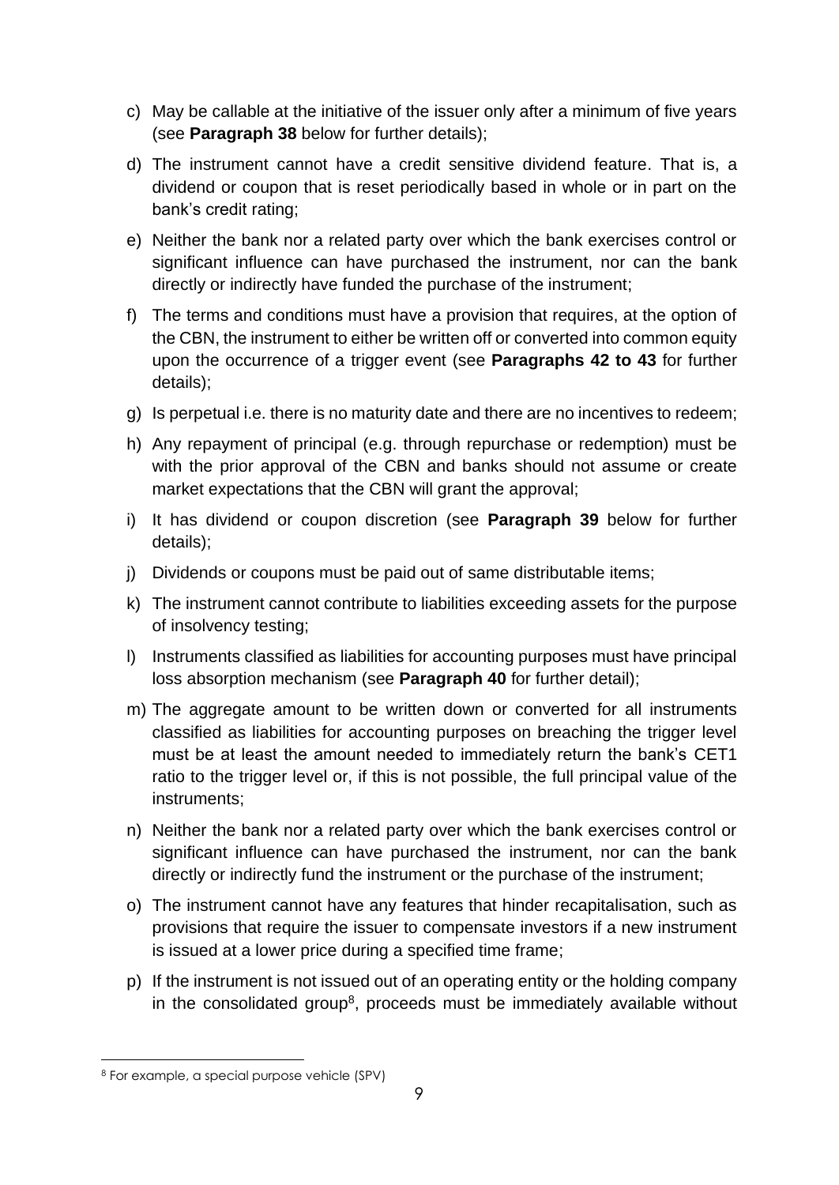c) May be callable at the initiative of the issuer only after a minimum of five years (see **Paragraph 38** below for further details);

d) The instrument cannot have a credit sensitive dividend feature. That is, a dividend or coupon that is reset periodically based in whole or in part on the bank's credit rating;

e) Neither the bank nor a related party over which the bank exercises control or significant influence can have purchased the instrument, nor can the bank directly or indirectly have funded the purchase of the instrument;

f) The terms and conditions must have a provision that requires, at the option of the CBN, the instrument to either be written off or converted into common equity upon the occurrence of a trigger event (see **Paragraphs 42 to 43** for further details);

g) Is perpetual i.e. there is no maturity date and there are no incentives to redeem;

h) Any repayment of principal (e.g. through repurchase or redemption) must be with the prior approval of the CBN and banks should not assume or create market expectations that the CBN will grant the approval;

i) It has dividend or coupon discretion (see **Paragraph 39** below for further details);

j) Dividends or coupons must be paid out of same distributable items;

k) The instrument cannot contribute to liabilities exceeding assets for the purpose of insolvency testing;

l) Instruments classified as liabilities for accounting purposes must have principal loss absorption mechanism (see **Paragraph 40** for further detail);

m) The aggregate amount to be written down or converted for all instruments classified as liabilities for accounting purposes on breaching the trigger level must be at least the amount needed to immediately return the bank's CET1 ratio to the trigger level or, if this is not possible, the full principal value of the instruments;

n) Neither the bank nor a related party over which the bank exercises control or significant influence can have purchased the instrument, nor can the bank directly or indirectly fund the instrument or the purchase of the instrument;

o) The instrument cannot have any features that hinder recapitalisation, such as provisions that require the issuer to compensate investors if a new instrument is issued at a lower price during a specified time frame;

p) If the instrument is not issued out of an operating entity or the holding company in the consolidated group[8], proceeds must be immediately available without

[8] For example, a special purpose vehicle (SPV)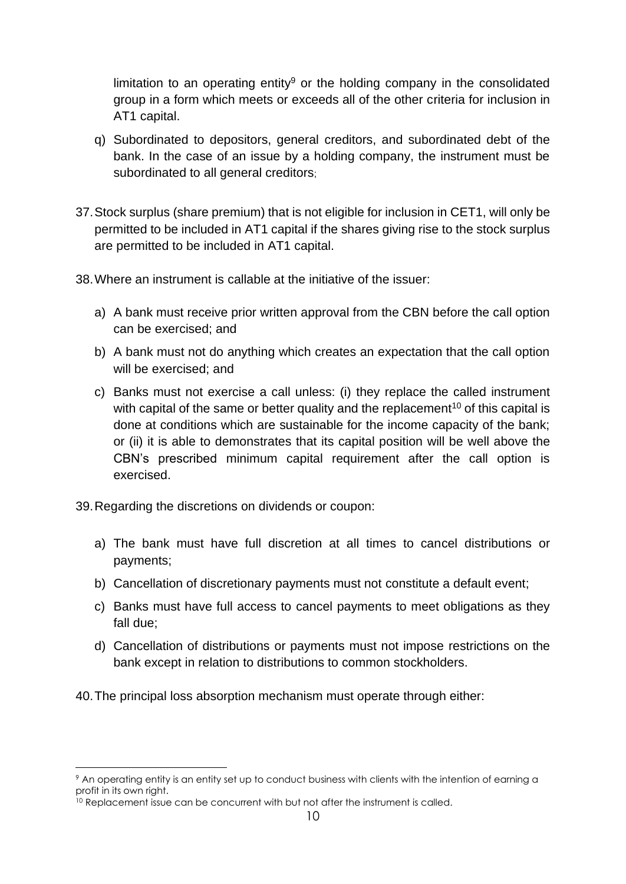limitation to an operating entity[9] or the holding company in the consolidated group in a form which meets or exceeds all of the other criteria for inclusion in AT1 capital.

q) Subordinated to depositors, general creditors, and subordinated debt of the bank. In the case of an issue by a holding company, the instrument must be subordinated to all general creditors;

37. Stock surplus (share premium) that is not eligible for inclusion in CET1, will only be permitted to be included in AT1 capital if the shares giving rise to the stock surplus are permitted to be included in AT1 capital.

38. Where an instrument is callable at the initiative of the issuer:

a) A bank must receive prior written approval from the CBN before the call option can be exercised; and

b) A bank must not do anything which creates an expectation that the call option will be exercised; and

c) Banks must not exercise a call unless: (i) they replace the called instrument with capital of the same or better quality and the replacement[10] of this capital is done at conditions which are sustainable for the income capacity of the bank; or (ii) it is able to demonstrates that its capital position will be well above the CBN's prescribed minimum capital requirement after the call option is exercised.

39. Regarding the discretions on dividends or coupon:

a) The bank must have full discretion at all times to cancel distributions or payments;

b) Cancellation of discretionary payments must not constitute a default event;

c) Banks must have full access to cancel payments to meet obligations as they fall due;

d) Cancellation of distributions or payments must not impose restrictions on the bank except in relation to distributions to common stockholders.

40. The principal loss absorption mechanism must operate through either:

---

[9] An operating entity is an entity set up to conduct business with clients with the intention of earning a profit in its own right.

[10] Replacement issue can be concurrent with but not after the instrument is called.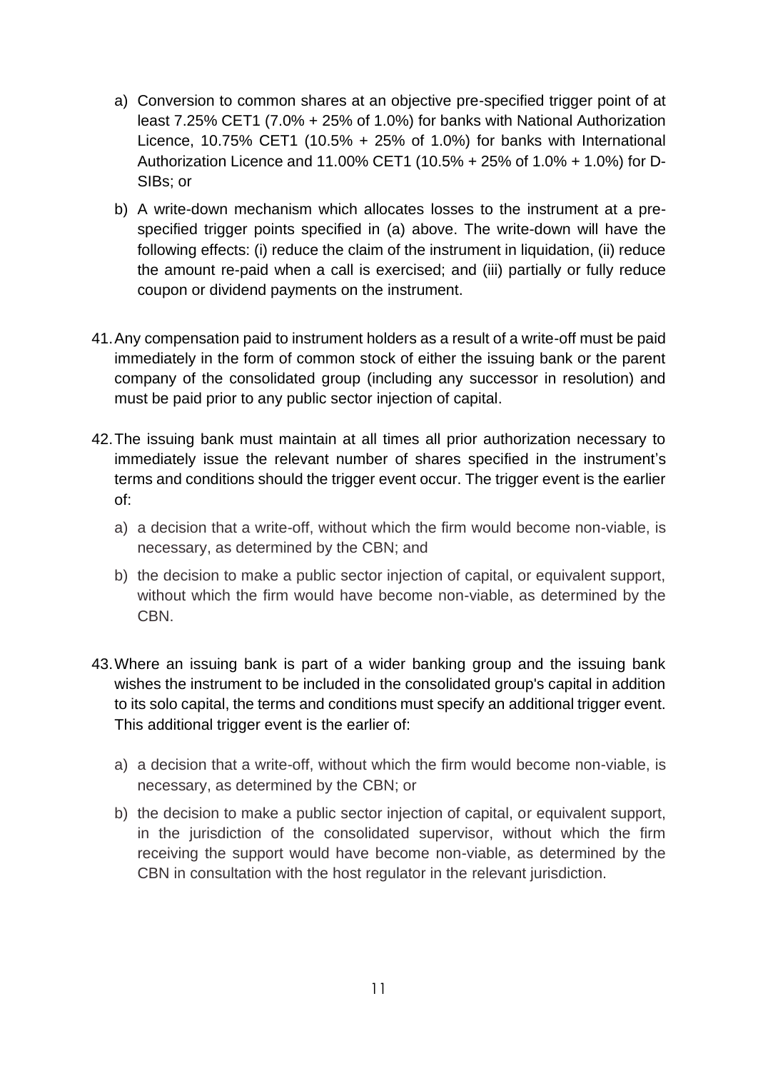a) Conversion to common shares at an objective pre-specified trigger point of at least 7.25% CET1 (7.0% + 25% of 1.0%) for banks with National Authorization Licence, 10.75% CET1 (10.5% + 25% of 1.0%) for banks with International Authorization Licence and 11.00% CET1 (10.5% + 25% of 1.0% + 1.0%) for D-SIBs; or

b) A write-down mechanism which allocates losses to the instrument at a pre-specified trigger points specified in (a) above. The write-down will have the following effects: (i) reduce the claim of the instrument in liquidation, (ii) reduce the amount re-paid when a call is exercised; and (iii) partially or fully reduce coupon or dividend payments on the instrument.

41. Any compensation paid to instrument holders as a result of a write-off must be paid immediately in the form of common stock of either the issuing bank or the parent company of the consolidated group (including any successor in resolution) and must be paid prior to any public sector injection of capital.

42. The issuing bank must maintain at all times all prior authorization necessary to immediately issue the relevant number of shares specified in the instrument's terms and conditions should the trigger event occur. The trigger event is the earlier of:

   a) a decision that a write-off, without which the firm would become non-viable, is necessary, as determined by the CBN; and

   b) the decision to make a public sector injection of capital, or equivalent support, without which the firm would have become non-viable, as determined by the CBN.

43. Where an issuing bank is part of a wider banking group and the issuing bank wishes the instrument to be included in the consolidated group's capital in addition to its solo capital, the terms and conditions must specify an additional trigger event. This additional trigger event is the earlier of:

   a) a decision that a write-off, without which the firm would become non-viable, is necessary, as determined by the CBN; or

   b) the decision to make a public sector injection of capital, or equivalent support, in the jurisdiction of the consolidated supervisor, without which the firm receiving the support would have become non-viable, as determined by the CBN in consultation with the host regulator in the relevant jurisdiction.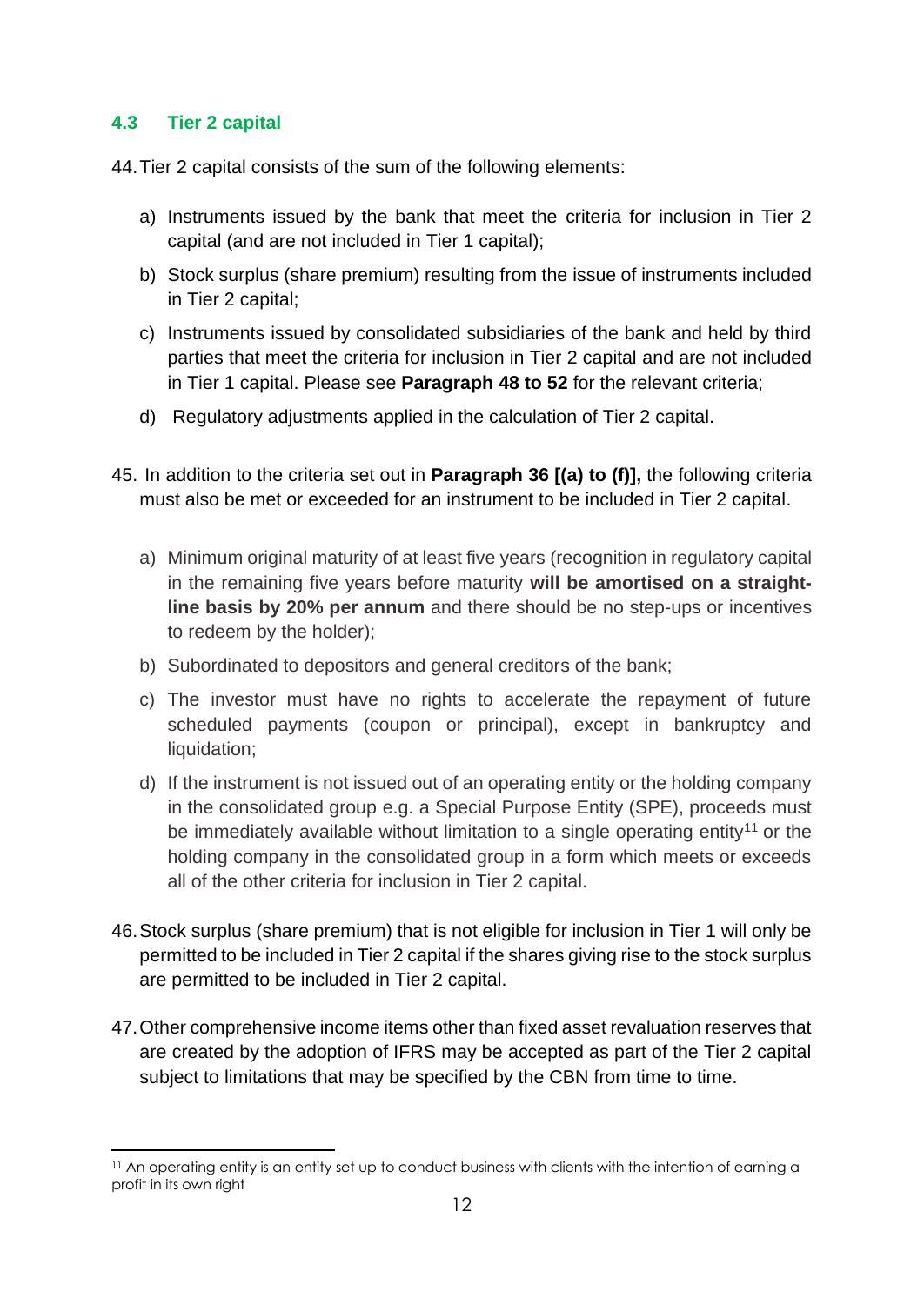### 4.3 Tier 2 capital

44. Tier 2 capital consists of the sum of the following elements:

   a) Instruments issued by the bank that meet the criteria for inclusion in Tier 2 capital (and are not included in Tier 1 capital);

   b) Stock surplus (share premium) resulting from the issue of instruments included in Tier 2 capital;

   c) Instruments issued by consolidated subsidiaries of the bank and held by third parties that meet the criteria for inclusion in Tier 2 capital and are not included in Tier 1 capital. Please see **Paragraph 48 to 52** for the relevant criteria;

   d) Regulatory adjustments applied in the calculation of Tier 2 capital.

45. In addition to the criteria set out in **Paragraph 36 [(a) to (f)],** the following criteria must also be met or exceeded for an instrument to be included in Tier 2 capital.

   a) Minimum original maturity of at least five years (recognition in regulatory capital in the remaining five years before maturity **will be amortised on a straight-line basis by 20% per annum** and there should be no step-ups or incentives to redeem by the holder);

   b) Subordinated to depositors and general creditors of the bank;

   c) The investor must have no rights to accelerate the repayment of future scheduled payments (coupon or principal), except in bankruptcy and liquidation;

   d) If the instrument is not issued out of an operating entity or the holding company in the consolidated group e.g. a Special Purpose Entity (SPE), proceeds must be immediately available without limitation to a single operating entity[11] or the holding company in the consolidated group in a form which meets or exceeds all of the other criteria for inclusion in Tier 2 capital.

46. Stock surplus (share premium) that is not eligible for inclusion in Tier 1 will only be permitted to be included in Tier 2 capital if the shares giving rise to the stock surplus are permitted to be included in Tier 2 capital.

47. Other comprehensive income items other than fixed asset revaluation reserves that are created by the adoption of IFRS may be accepted as part of the Tier 2 capital subject to limitations that may be specified by the CBN from time to time.

[11] An operating entity is an entity set up to conduct business with clients with the intention of earning a profit in its own right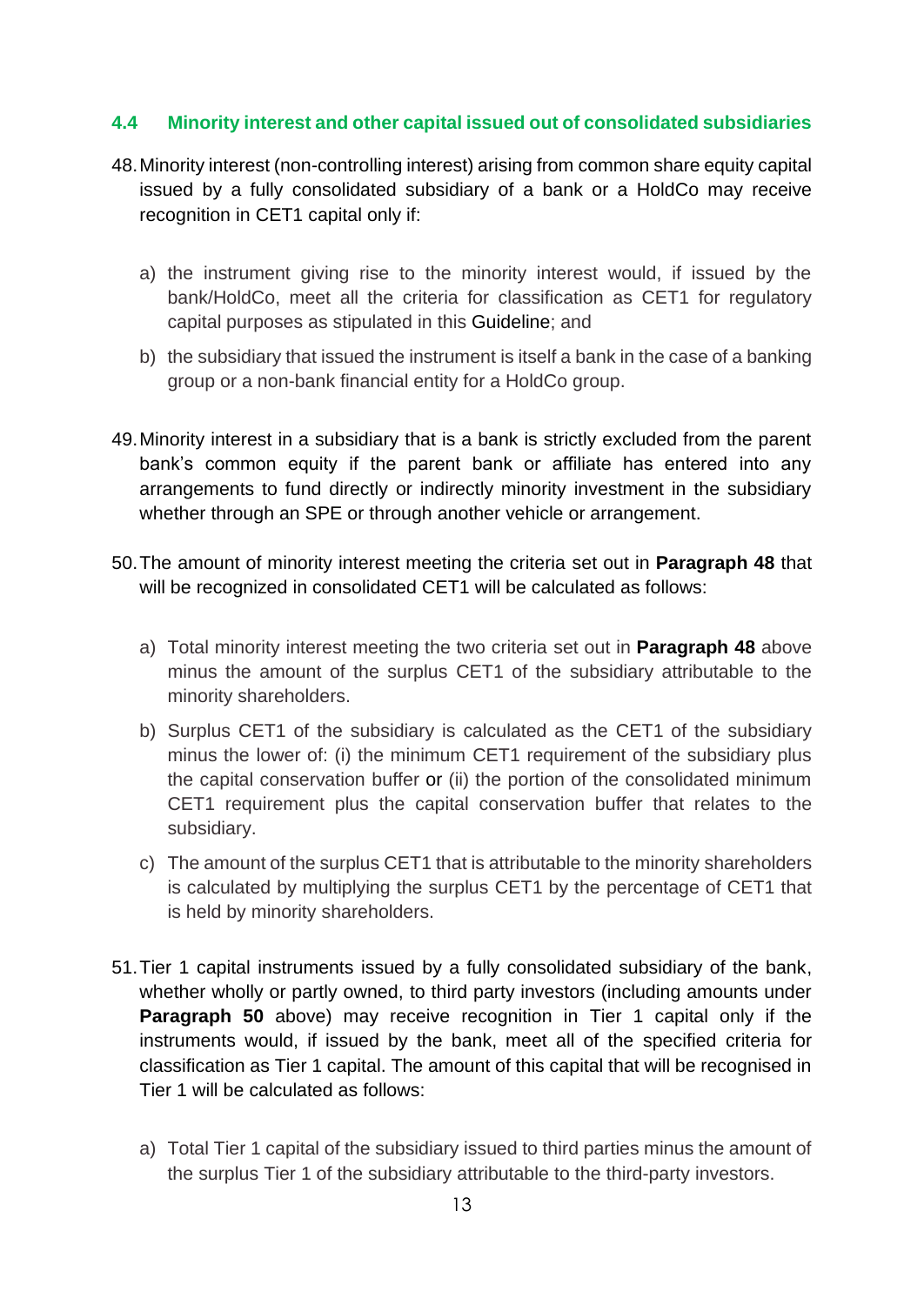### 4.4 Minority interest and other capital issued out of consolidated subsidiaries

48. Minority interest (non-controlling interest) arising from common share equity capital issued by a fully consolidated subsidiary of a bank or a HoldCo may receive recognition in CET1 capital only if:

    a) the instrument giving rise to the minority interest would, if issued by the bank/HoldCo, meet all the criteria for classification as CET1 for regulatory capital purposes as stipulated in this Guideline; and

    b) the subsidiary that issued the instrument is itself a bank in the case of a banking group or a non-bank financial entity for a HoldCo group.

49. Minority interest in a subsidiary that is a bank is strictly excluded from the parent bank's common equity if the parent bank or affiliate has entered into any arrangements to fund directly or indirectly minority investment in the subsidiary whether through an SPE or through another vehicle or arrangement.

50. The amount of minority interest meeting the criteria set out in **Paragraph 48** that will be recognized in consolidated CET1 will be calculated as follows:

    a) Total minority interest meeting the two criteria set out in **Paragraph 48** above minus the amount of the surplus CET1 of the subsidiary attributable to the minority shareholders.

    b) Surplus CET1 of the subsidiary is calculated as the CET1 of the subsidiary minus the lower of: (i) the minimum CET1 requirement of the subsidiary plus the capital conservation buffer or (ii) the portion of the consolidated minimum CET1 requirement plus the capital conservation buffer that relates to the subsidiary.

    c) The amount of the surplus CET1 that is attributable to the minority shareholders is calculated by multiplying the surplus CET1 by the percentage of CET1 that is held by minority shareholders.

51. Tier 1 capital instruments issued by a fully consolidated subsidiary of the bank, whether wholly or partly owned, to third party investors (including amounts under **Paragraph 50** above) may receive recognition in Tier 1 capital only if the instruments would, if issued by the bank, meet all of the specified criteria for classification as Tier 1 capital. The amount of this capital that will be recognised in Tier 1 will be calculated as follows:

    a) Total Tier 1 capital of the subsidiary issued to third parties minus the amount of the surplus Tier 1 of the subsidiary attributable to the third-party investors.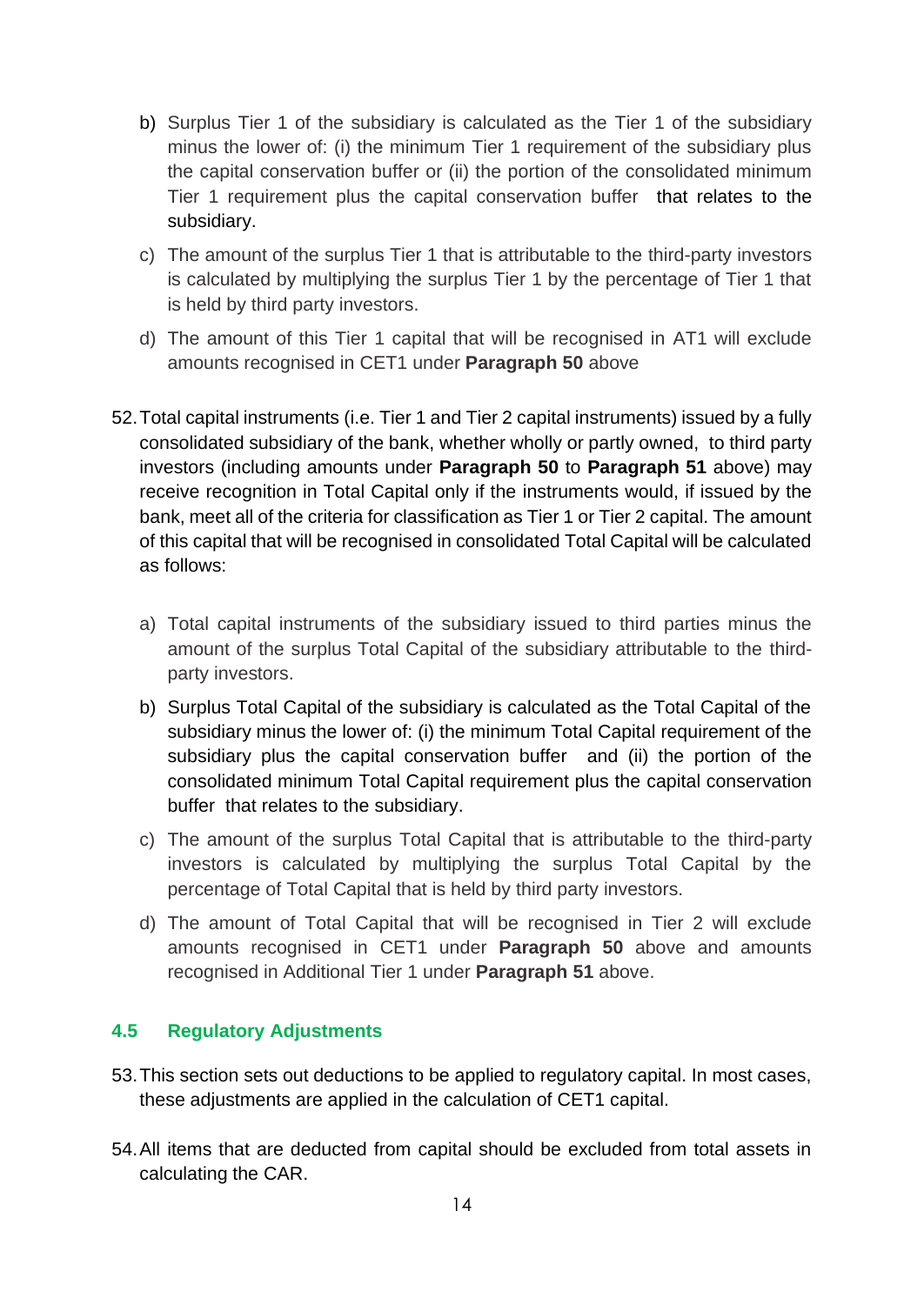b) Surplus Tier 1 of the subsidiary is calculated as the Tier 1 of the subsidiary minus the lower of: (i) the minimum Tier 1 requirement of the subsidiary plus the capital conservation buffer or (ii) the portion of the consolidated minimum Tier 1 requirement plus the capital conservation buffer that relates to the subsidiary.

c) The amount of the surplus Tier 1 that is attributable to the third-party investors is calculated by multiplying the surplus Tier 1 by the percentage of Tier 1 that is held by third party investors.

d) The amount of this Tier 1 capital that will be recognised in AT1 will exclude amounts recognised in CET1 under **Paragraph 50** above

52. Total capital instruments (i.e. Tier 1 and Tier 2 capital instruments) issued by a fully consolidated subsidiary of the bank, whether wholly or partly owned, to third party investors (including amounts under **Paragraph 50** to **Paragraph 51** above) may receive recognition in Total Capital only if the instruments would, if issued by the bank, meet all of the criteria for classification as Tier 1 or Tier 2 capital. The amount of this capital that will be recognised in consolidated Total Capital will be calculated as follows:

   a) Total capital instruments of the subsidiary issued to third parties minus the amount of the surplus Total Capital of the subsidiary attributable to the third-party investors.

   b) Surplus Total Capital of the subsidiary is calculated as the Total Capital of the subsidiary minus the lower of: (i) the minimum Total Capital requirement of the subsidiary plus the capital conservation buffer and (ii) the portion of the consolidated minimum Total Capital requirement plus the capital conservation buffer that relates to the subsidiary.

   c) The amount of the surplus Total Capital that is attributable to the third-party investors is calculated by multiplying the surplus Total Capital by the percentage of Total Capital that is held by third party investors.

   d) The amount of Total Capital that will be recognised in Tier 2 will exclude amounts recognised in CET1 under **Paragraph 50** above and amounts recognised in Additional Tier 1 under **Paragraph 51** above.

### 4.5 Regulatory Adjustments

53. This section sets out deductions to be applied to regulatory capital. In most cases, these adjustments are applied in the calculation of CET1 capital.

54. All items that are deducted from capital should be excluded from total assets in calculating the CAR.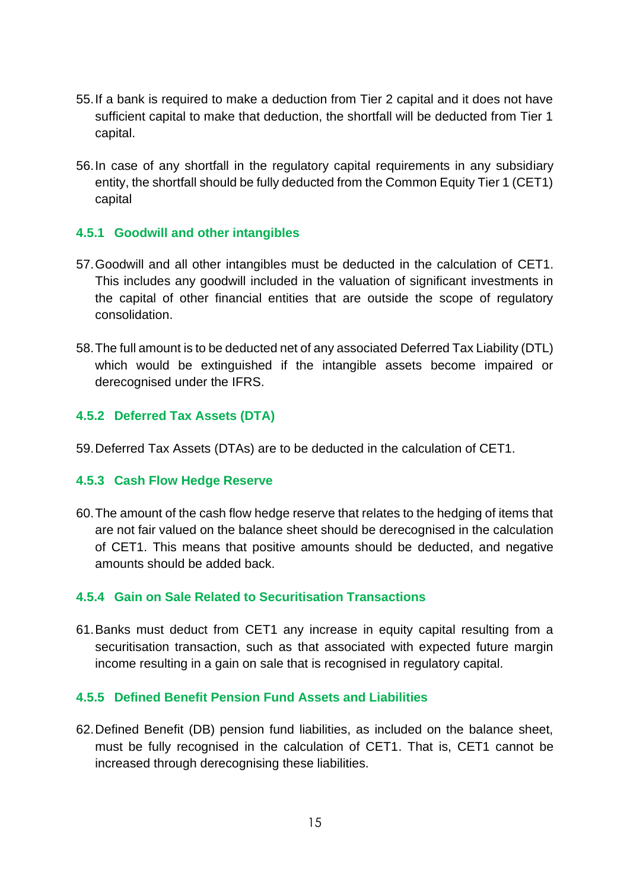55. If a bank is required to make a deduction from Tier 2 capital and it does not have sufficient capital to make that deduction, the shortfall will be deducted from Tier 1 capital.

56. In case of any shortfall in the regulatory capital requirements in any subsidiary entity, the shortfall should be fully deducted from the Common Equity Tier 1 (CET1) capital

#### 4.5.1 Goodwill and other intangibles

57. Goodwill and all other intangibles must be deducted in the calculation of CET1. This includes any goodwill included in the valuation of significant investments in the capital of other financial entities that are outside the scope of regulatory consolidation.

58. The full amount is to be deducted net of any associated Deferred Tax Liability (DTL) which would be extinguished if the intangible assets become impaired or derecognised under the IFRS.

#### 4.5.2 Deferred Tax Assets (DTA)

59. Deferred Tax Assets (DTAs) are to be deducted in the calculation of CET1.

#### 4.5.3 Cash Flow Hedge Reserve

60. The amount of the cash flow hedge reserve that relates to the hedging of items that are not fair valued on the balance sheet should be derecognised in the calculation of CET1. This means that positive amounts should be deducted, and negative amounts should be added back.

#### 4.5.4 Gain on Sale Related to Securitisation Transactions

61. Banks must deduct from CET1 any increase in equity capital resulting from a securitisation transaction, such as that associated with expected future margin income resulting in a gain on sale that is recognised in regulatory capital.

#### 4.5.5 Defined Benefit Pension Fund Assets and Liabilities

62. Defined Benefit (DB) pension fund liabilities, as included on the balance sheet, must be fully recognised in the calculation of CET1. That is, CET1 cannot be increased through derecognising these liabilities.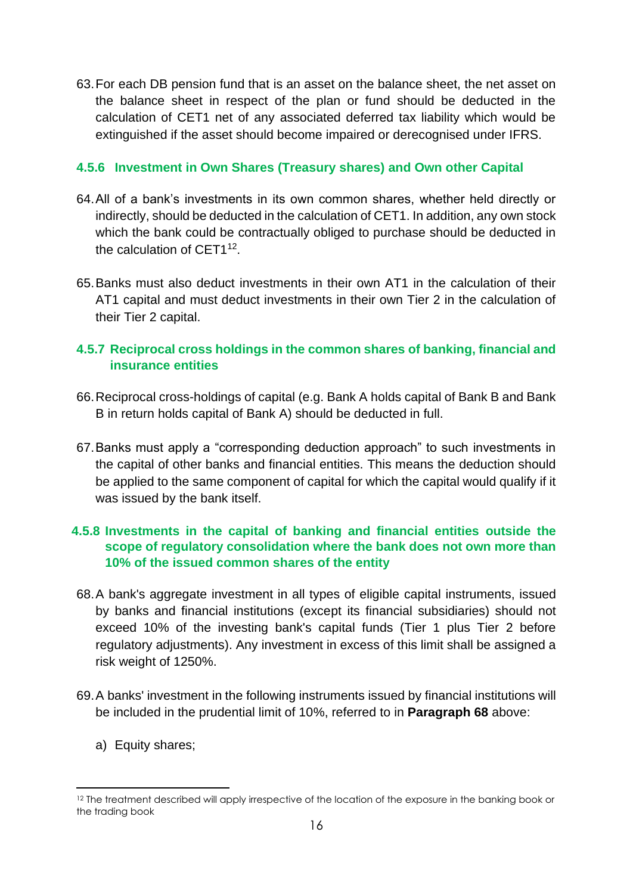63. For each DB pension fund that is an asset on the balance sheet, the net asset on the balance sheet in respect of the plan or fund should be deducted in the calculation of CET1 net of any associated deferred tax liability which would be extinguished if the asset should become impaired or derecognised under IFRS.

### 4.5.6 Investment in Own Shares (Treasury shares) and Own other Capital

64. All of a bank's investments in its own common shares, whether held directly or indirectly, should be deducted in the calculation of CET1. In addition, any own stock which the bank could be contractually obliged to purchase should be deducted in the calculation of CET1[12].

65. Banks must also deduct investments in their own AT1 in the calculation of their AT1 capital and must deduct investments in their own Tier 2 in the calculation of their Tier 2 capital.

### 4.5.7 Reciprocal cross holdings in the common shares of banking, financial and insurance entities

66. Reciprocal cross-holdings of capital (e.g. Bank A holds capital of Bank B and Bank B in return holds capital of Bank A) should be deducted in full.

67. Banks must apply a "corresponding deduction approach" to such investments in the capital of other banks and financial entities. This means the deduction should be applied to the same component of capital for which the capital would qualify if it was issued by the bank itself.

### 4.5.8 Investments in the capital of banking and financial entities outside the scope of regulatory consolidation where the bank does not own more than 10% of the issued common shares of the entity

68. A bank's aggregate investment in all types of eligible capital instruments, issued by banks and financial institutions (except its financial subsidiaries) should not exceed 10% of the investing bank's capital funds (Tier 1 plus Tier 2 before regulatory adjustments). Any investment in excess of this limit shall be assigned a risk weight of 1250%.

69. A banks' investment in the following instruments issued by financial institutions will be included in the prudential limit of 10%, referred to in **Paragraph 68** above:

    a) Equity shares;

---

[12] The treatment described will apply irrespective of the location of the exposure in the banking book or the trading book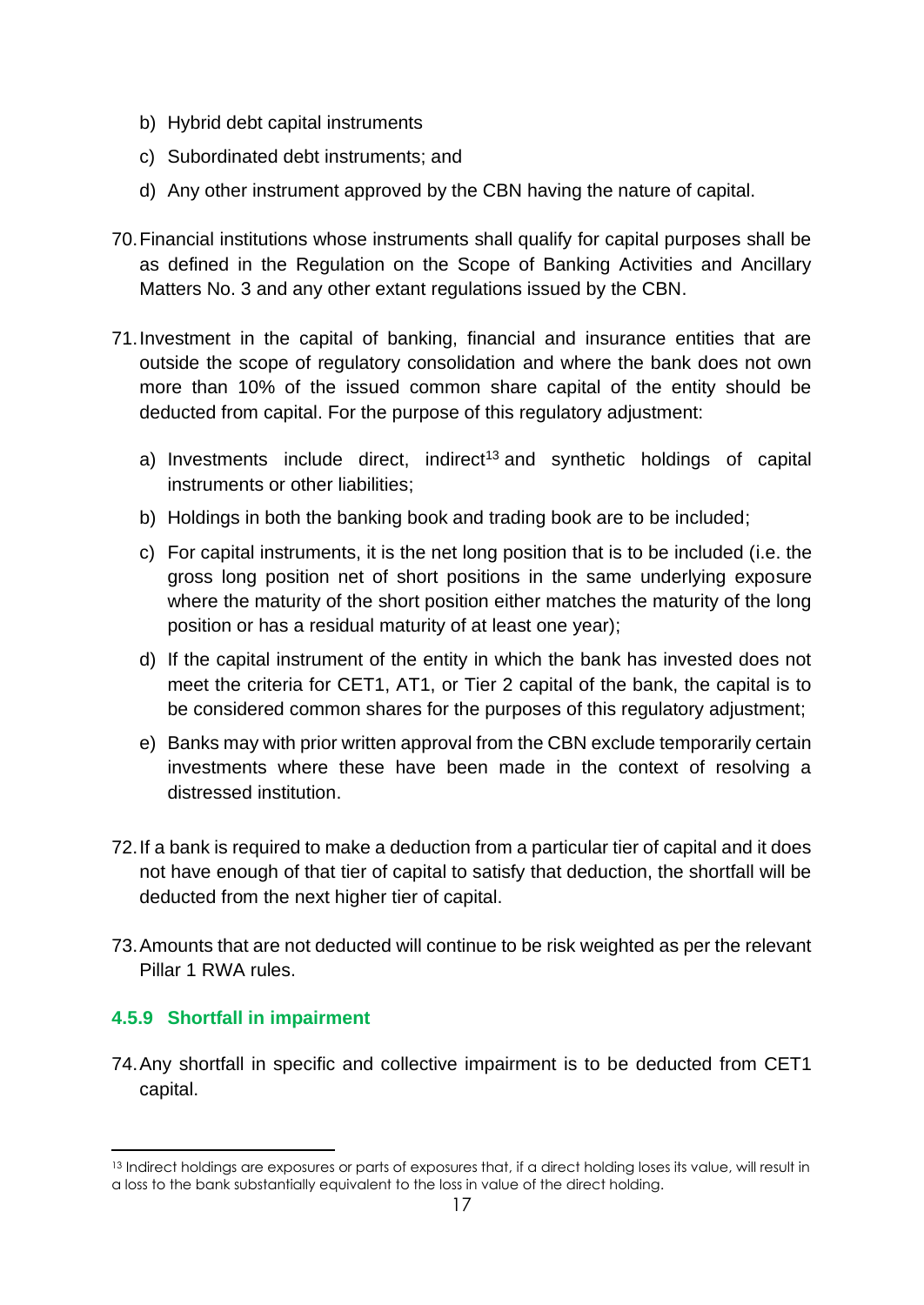b) Hybrid debt capital instruments

c) Subordinated debt instruments; and

d) Any other instrument approved by the CBN having the nature of capital.

70. Financial institutions whose instruments shall qualify for capital purposes shall be as defined in the Regulation on the Scope of Banking Activities and Ancillary Matters No. 3 and any other extant regulations issued by the CBN.

71. Investment in the capital of banking, financial and insurance entities that are outside the scope of regulatory consolidation and where the bank does not own more than 10% of the issued common share capital of the entity should be deducted from capital. For the purpose of this regulatory adjustment:

   a) Investments include direct, indirect[13] and synthetic holdings of capital instruments or other liabilities;

   b) Holdings in both the banking book and trading book are to be included;

   c) For capital instruments, it is the net long position that is to be included (i.e. the gross long position net of short positions in the same underlying exposure where the maturity of the short position either matches the maturity of the long position or has a residual maturity of at least one year);

   d) If the capital instrument of the entity in which the bank has invested does not meet the criteria for CET1, AT1, or Tier 2 capital of the bank, the capital is to be considered common shares for the purposes of this regulatory adjustment;

   e) Banks may with prior written approval from the CBN exclude temporarily certain investments where these have been made in the context of resolving a distressed institution.

72. If a bank is required to make a deduction from a particular tier of capital and it does not have enough of that tier of capital to satisfy that deduction, the shortfall will be deducted from the next higher tier of capital.

73. Amounts that are not deducted will continue to be risk weighted as per the relevant Pillar 1 RWA rules.

### 4.5.9 Shortfall in impairment

74. Any shortfall in specific and collective impairment is to be deducted from CET1 capital.

[13] Indirect holdings are exposures or parts of exposures that, if a direct holding loses its value, will result in a loss to the bank substantially equivalent to the loss in value of the direct holding.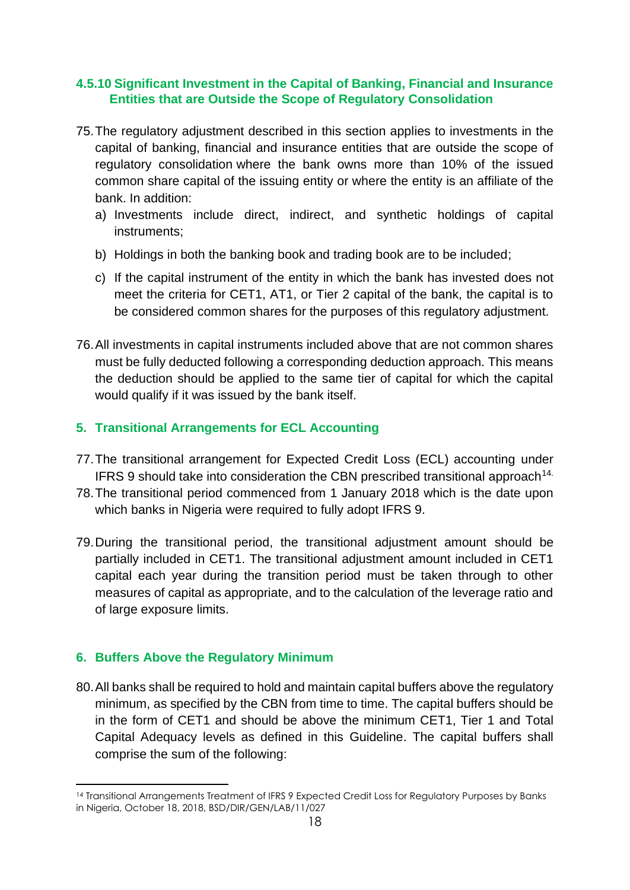### 4.5.10 Significant Investment in the Capital of Banking, Financial and Insurance Entities that are Outside the Scope of Regulatory Consolidation

75. The regulatory adjustment described in this section applies to investments in the capital of banking, financial and insurance entities that are outside the scope of regulatory consolidation where the bank owns more than 10% of the issued common share capital of the issuing entity or where the entity is an affiliate of the bank. In addition:
    a) Investments include direct, indirect, and synthetic holdings of capital instruments;
    b) Holdings in both the banking book and trading book are to be included;
    c) If the capital instrument of the entity in which the bank has invested does not meet the criteria for CET1, AT1, or Tier 2 capital of the bank, the capital is to be considered common shares for the purposes of this regulatory adjustment.

76. All investments in capital instruments included above that are not common shares must be fully deducted following a corresponding deduction approach. This means the deduction should be applied to the same tier of capital for which the capital would qualify if it was issued by the bank itself.

## 5. Transitional Arrangements for ECL Accounting

77. The transitional arrangement for Expected Credit Loss (ECL) accounting under IFRS 9 should take into consideration the CBN prescribed transitional approach[14].

78. The transitional period commenced from 1 January 2018 which is the date upon which banks in Nigeria were required to fully adopt IFRS 9.

79. During the transitional period, the transitional adjustment amount should be partially included in CET1. The transitional adjustment amount included in CET1 capital each year during the transition period must be taken through to other measures of capital as appropriate, and to the calculation of the leverage ratio and of large exposure limits.

## 6. Buffers Above the Regulatory Minimum

80. All banks shall be required to hold and maintain capital buffers above the regulatory minimum, as specified by the CBN from time to time. The capital buffers should be in the form of CET1 and should be above the minimum CET1, Tier 1 and Total Capital Adequacy levels as defined in this Guideline. The capital buffers shall comprise the sum of the following:

---

[14] Transitional Arrangements Treatment of IFRS 9 Expected Credit Loss for Regulatory Purposes by Banks in Nigeria, October 18, 2018, BSD/DIR/GEN/LAB/11/027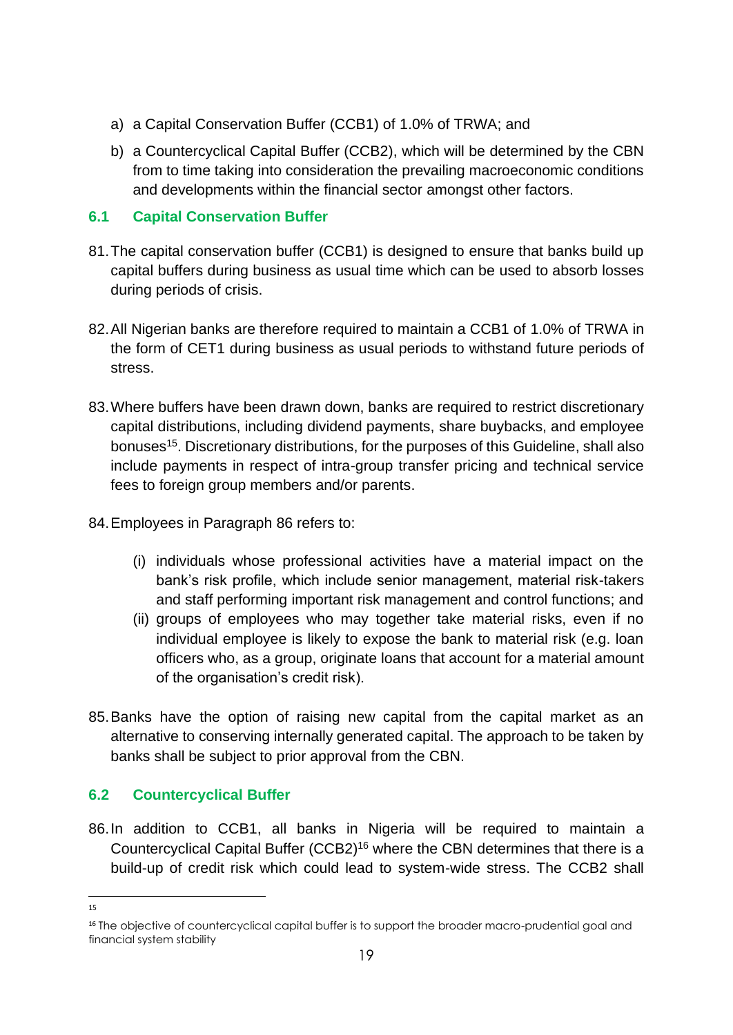a) a Capital Conservation Buffer (CCB1) of 1.0% of TRWA; and

b) a Countercyclical Capital Buffer (CCB2), which will be determined by the CBN from to time taking into consideration the prevailing macroeconomic conditions and developments within the financial sector amongst other factors.

### 6.1 Capital Conservation Buffer

81. The capital conservation buffer (CCB1) is designed to ensure that banks build up capital buffers during business as usual time which can be used to absorb losses during periods of crisis.

82. All Nigerian banks are therefore required to maintain a CCB1 of 1.0% of TRWA in the form of CET1 during business as usual periods to withstand future periods of stress.

83. Where buffers have been drawn down, banks are required to restrict discretionary capital distributions, including dividend payments, share buybacks, and employee bonuses[15]. Discretionary distributions, for the purposes of this Guideline, shall also include payments in respect of intra-group transfer pricing and technical service fees to foreign group members and/or parents.

84. Employees in Paragraph 86 refers to:

    (i) individuals whose professional activities have a material impact on the bank's risk profile, which include senior management, material risk-takers and staff performing important risk management and control functions; and

    (ii) groups of employees who may together take material risks, even if no individual employee is likely to expose the bank to material risk (e.g. loan officers who, as a group, originate loans that account for a material amount of the organisation's credit risk).

85. Banks have the option of raising new capital from the capital market as an alternative to conserving internally generated capital. The approach to be taken by banks shall be subject to prior approval from the CBN.

### 6.2 Countercyclical Buffer

86. In addition to CCB1, all banks in Nigeria will be required to maintain a Countercyclical Capital Buffer (CCB2)[16] where the CBN determines that there is a build-up of credit risk which could lead to system-wide stress. The CCB2 shall

---

[15]

[16] The objective of countercyclical capital buffer is to support the broader macro-prudential goal and financial system stability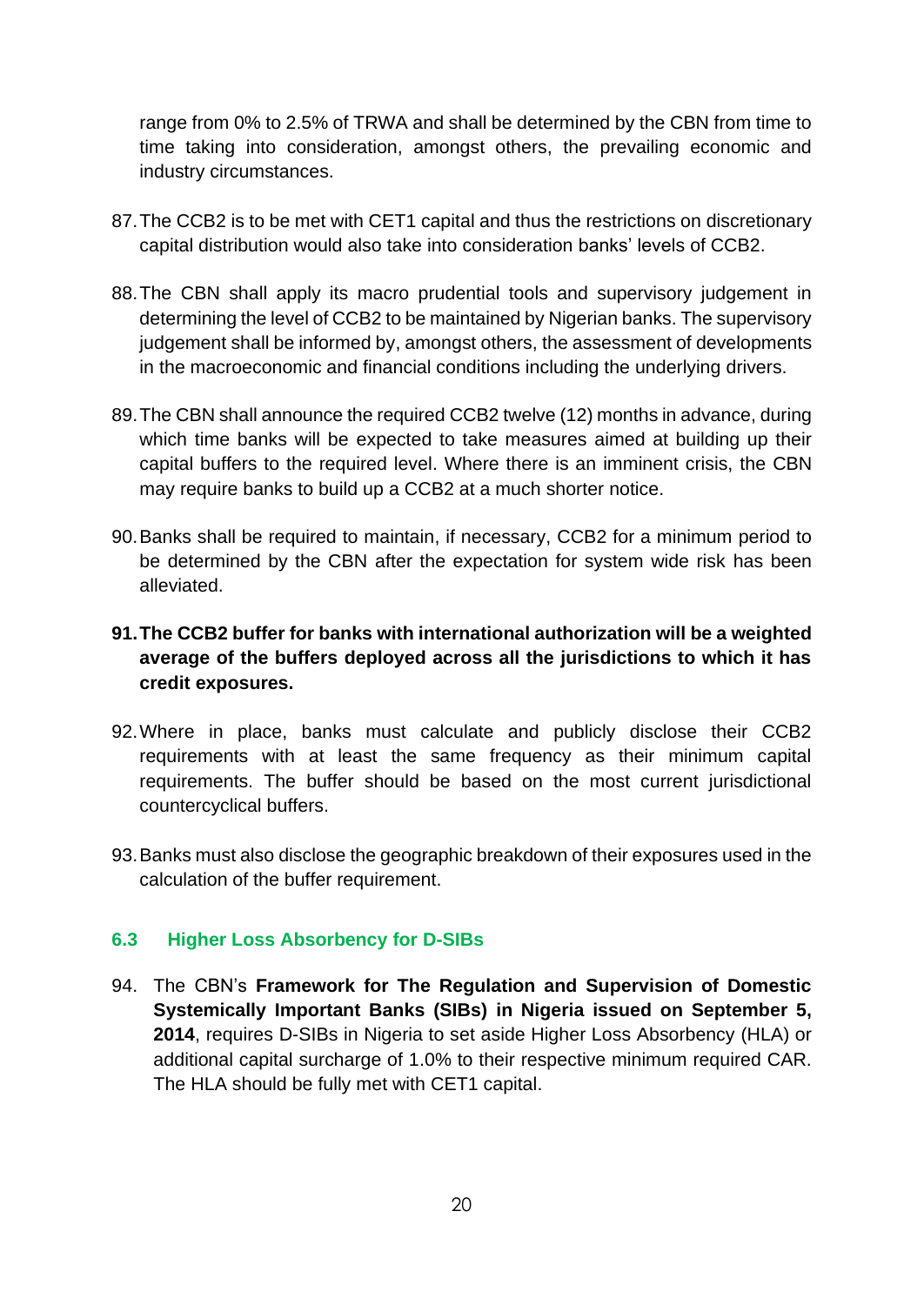range from 0% to 2.5% of TRWA and shall be determined by the CBN from time to time taking into consideration, amongst others, the prevailing economic and industry circumstances.

87. The CCB2 is to be met with CET1 capital and thus the restrictions on discretionary capital distribution would also take into consideration banks' levels of CCB2.

88. The CBN shall apply its macro prudential tools and supervisory judgement in determining the level of CCB2 to be maintained by Nigerian banks. The supervisory judgement shall be informed by, amongst others, the assessment of developments in the macroeconomic and financial conditions including the underlying drivers.

89. The CBN shall announce the required CCB2 twelve (12) months in advance, during which time banks will be expected to take measures aimed at building up their capital buffers to the required level. Where there is an imminent crisis, the CBN may require banks to build up a CCB2 at a much shorter notice.

90. Banks shall be required to maintain, if necessary, CCB2 for a minimum period to be determined by the CBN after the expectation for system wide risk has been alleviated.

91. **The CCB2 buffer for banks with international authorization will be a weighted average of the buffers deployed across all the jurisdictions to which it has credit exposures.**

92. Where in place, banks must calculate and publicly disclose their CCB2 requirements with at least the same frequency as their minimum capital requirements. The buffer should be based on the most current jurisdictional countercyclical buffers.

93. Banks must also disclose the geographic breakdown of their exposures used in the calculation of the buffer requirement.

### 6.3 Higher Loss Absorbency for D-SIBs

94. The CBN's **Framework for The Regulation and Supervision of Domestic Systemically Important Banks (SIBs) in Nigeria issued on September 5, 2014**, requires D-SIBs in Nigeria to set aside Higher Loss Absorbency (HLA) or additional capital surcharge of 1.0% to their respective minimum required CAR. The HLA should be fully met with CET1 capital.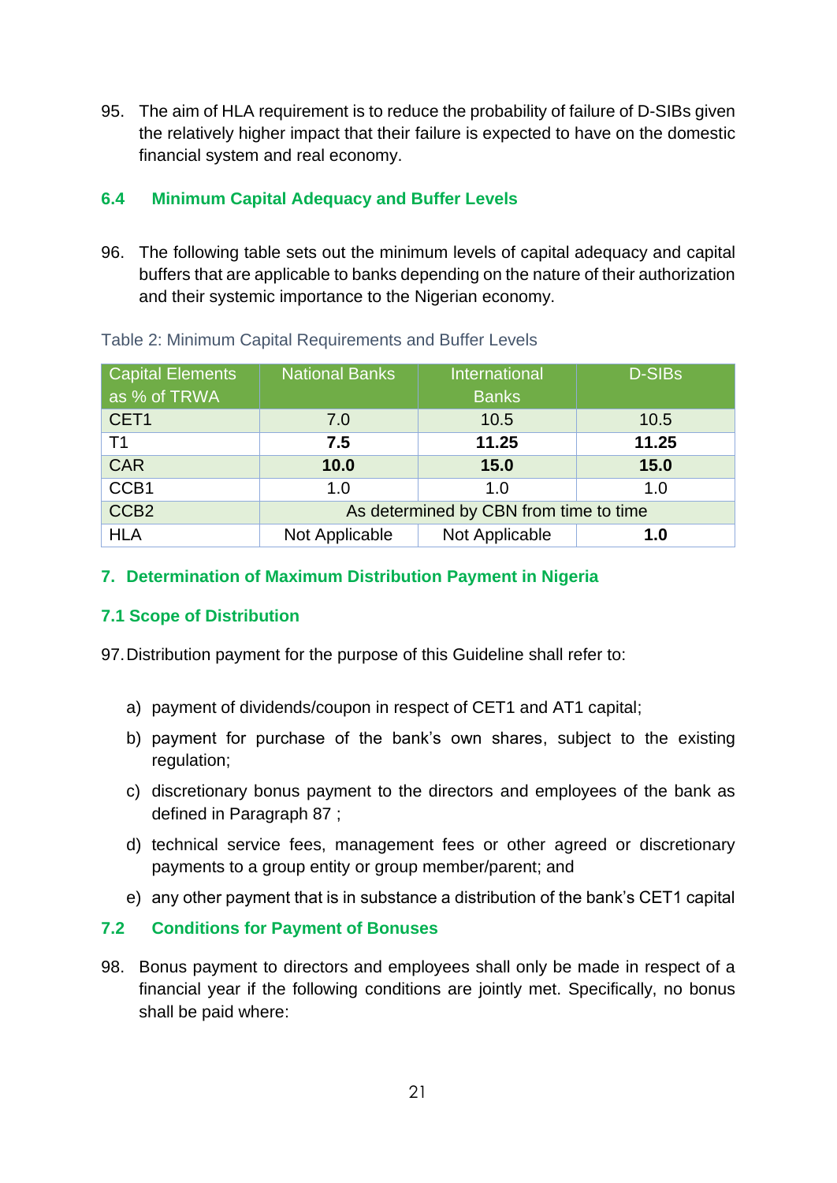95. The aim of HLA requirement is to reduce the probability of failure of D-SIBs given the relatively higher impact that their failure is expected to have on the domestic financial system and real economy.

### 6.4 Minimum Capital Adequacy and Buffer Levels

96. The following table sets out the minimum levels of capital adequacy and capital buffers that are applicable to banks depending on the nature of their authorization and their systemic importance to the Nigerian economy.

Table 2: Minimum Capital Requirements and Buffer Levels

| Capital Elements as % of TRWA | National Banks | International Banks | D-SIBs |
|---|---|---|---|
| CET1 | 7.0 | 10.5 | 10.5 |
| T1 | **7.5** | **11.25** | **11.25** |
| CAR | **10.0** | **15.0** | **15.0** |
| CCB1 | 1.0 | 1.0 | 1.0 |
| CCB2 | As determined by CBN from time to time | | |
| HLA | Not Applicable | Not Applicable | **1.0** |

## 7. Determination of Maximum Distribution Payment in Nigeria

### 7.1 Scope of Distribution

97. Distribution payment for the purpose of this Guideline shall refer to:

a) payment of dividends/coupon in respect of CET1 and AT1 capital;

b) payment for purchase of the bank's own shares, subject to the existing regulation;

c) discretionary bonus payment to the directors and employees of the bank as defined in Paragraph 87 ;

d) technical service fees, management fees or other agreed or discretionary payments to a group entity or group member/parent; and

e) any other payment that is in substance a distribution of the bank's CET1 capital

### 7.2 Conditions for Payment of Bonuses

98. Bonus payment to directors and employees shall only be made in respect of a financial year if the following conditions are jointly met. Specifically, no bonus shall be paid where: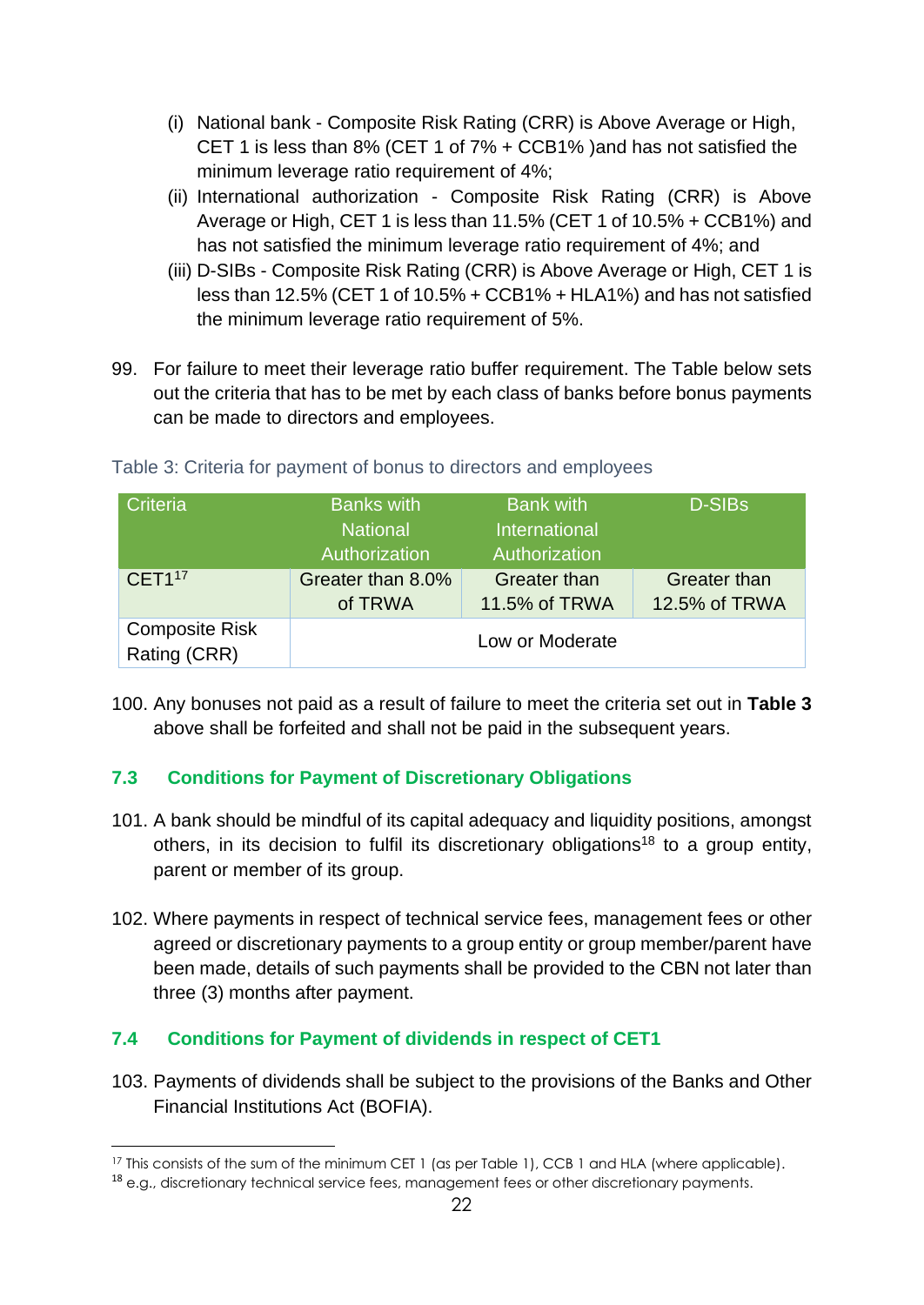(i) National bank - Composite Risk Rating (CRR) is Above Average or High, CET 1 is less than 8% (CET 1 of 7% + CCB1% )and has not satisfied the minimum leverage ratio requirement of 4%;

(ii) International authorization - Composite Risk Rating (CRR) is Above Average or High, CET 1 is less than 11.5% (CET 1 of 10.5% + CCB1%) and has not satisfied the minimum leverage ratio requirement of 4%; and

(iii) D-SIBs - Composite Risk Rating (CRR) is Above Average or High, CET 1 is less than 12.5% (CET 1 of 10.5% + CCB1% + HLA1%) and has not satisfied the minimum leverage ratio requirement of 5%.

99. For failure to meet their leverage ratio buffer requirement. The Table below sets out the criteria that has to be met by each class of banks before bonus payments can be made to directors and employees.

Table 3: Criteria for payment of bonus to directors and employees

| Criteria | Banks with National Authorization | Bank with International Authorization | D-SIBs |
|---|---|---|---|
| CET1[17] | Greater than 8.0% of TRWA | Greater than 11.5% of TRWA | Greater than 12.5% of TRWA |
| Composite Risk Rating (CRR) | Low or Moderate | | |

100. Any bonuses not paid as a result of failure to meet the criteria set out in **Table 3** above shall be forfeited and shall not be paid in the subsequent years.

### 7.3 Conditions for Payment of Discretionary Obligations

101. A bank should be mindful of its capital adequacy and liquidity positions, amongst others, in its decision to fulfil its discretionary obligations[18] to a group entity, parent or member of its group.

102. Where payments in respect of technical service fees, management fees or other agreed or discretionary payments to a group entity or group member/parent have been made, details of such payments shall be provided to the CBN not later than three (3) months after payment.

### 7.4 Conditions for Payment of dividends in respect of CET1

103. Payments of dividends shall be subject to the provisions of the Banks and Other Financial Institutions Act (BOFIA).

---

[17] This consists of the sum of the minimum CET 1 (as per Table 1), CCB 1 and HLA (where applicable).

[18] e.g., discretionary technical service fees, management fees or other discretionary payments.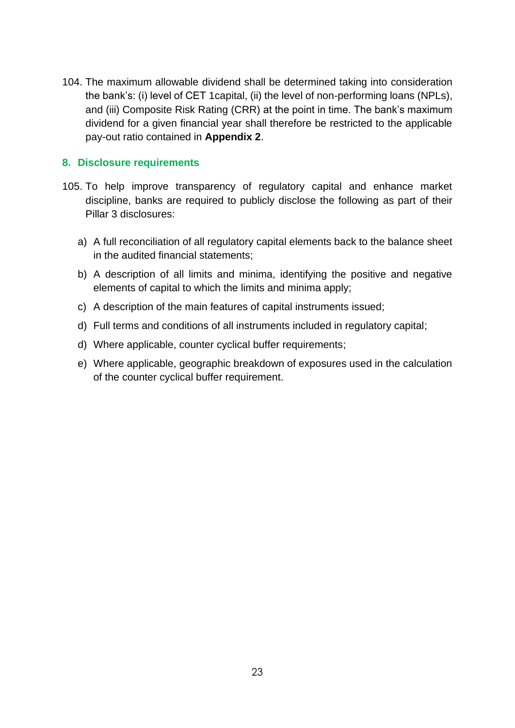104. The maximum allowable dividend shall be determined taking into consideration the bank's: (i) level of CET 1capital, (ii) the level of non-performing loans (NPLs), and (iii) Composite Risk Rating (CRR) at the point in time. The bank's maximum dividend for a given financial year shall therefore be restricted to the applicable pay-out ratio contained in **Appendix 2**.

## 8. Disclosure requirements

105. To help improve transparency of regulatory capital and enhance market discipline, banks are required to publicly disclose the following as part of their Pillar 3 disclosures:

   a) A full reconciliation of all regulatory capital elements back to the balance sheet in the audited financial statements;

   b) A description of all limits and minima, identifying the positive and negative elements of capital to which the limits and minima apply;

   c) A description of the main features of capital instruments issued;

   d) Full terms and conditions of all instruments included in regulatory capital;

   d) Where applicable, counter cyclical buffer requirements;

   e) Where applicable, geographic breakdown of exposures used in the calculation of the counter cyclical buffer requirement.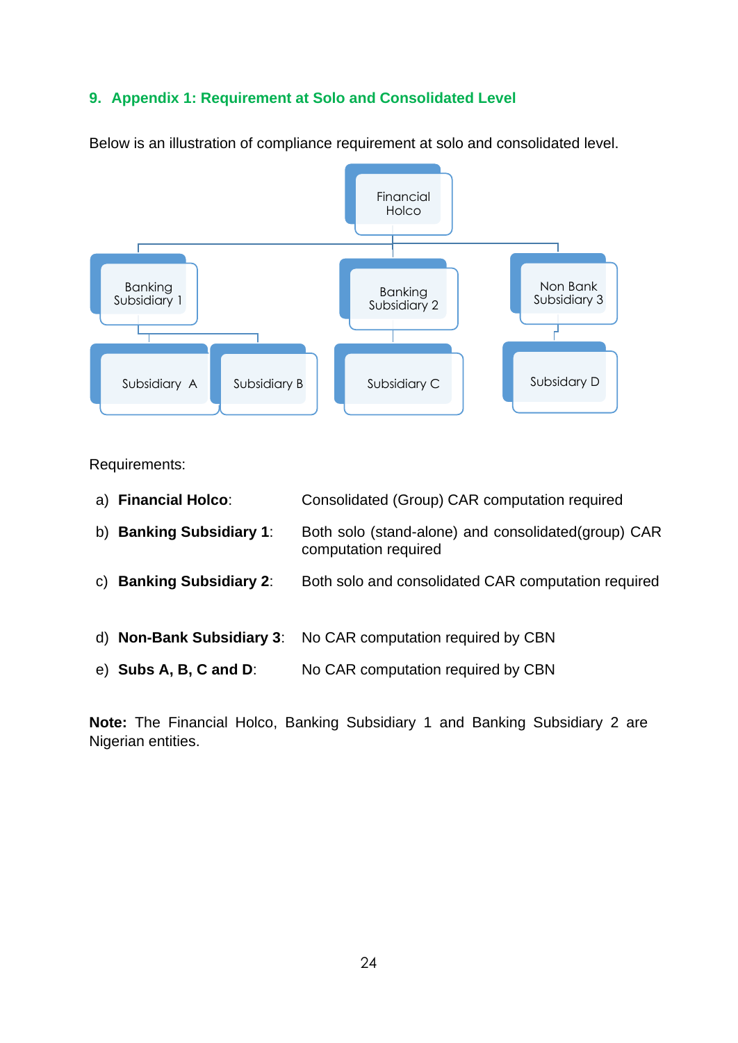## 9. Appendix 1: Requirement at Solo and Consolidated Level

Below is an illustration of compliance requirement at solo and consolidated level.

Financial Holco

Banking Subsidiary 1 | Banking Subsidiary 2 | Non Bank Subsidiary 3

Subsidiary A | Subsidiary B | Subsidiary C | Subsidary D

Requirements:

a) **Financial Holco**: Consolidated (Group) CAR computation required

b) **Banking Subsidiary 1**: Both solo (stand-alone) and consolidated(group) CAR computation required

c) **Banking Subsidiary 2**: Both solo and consolidated CAR computation required

d) **Non-Bank Subsidiary 3**: No CAR computation required by CBN

e) **Subs A, B, C and D**: No CAR computation required by CBN

**Note:** The Financial Holco, Banking Subsidiary 1 and Banking Subsidiary 2 are Nigerian entities.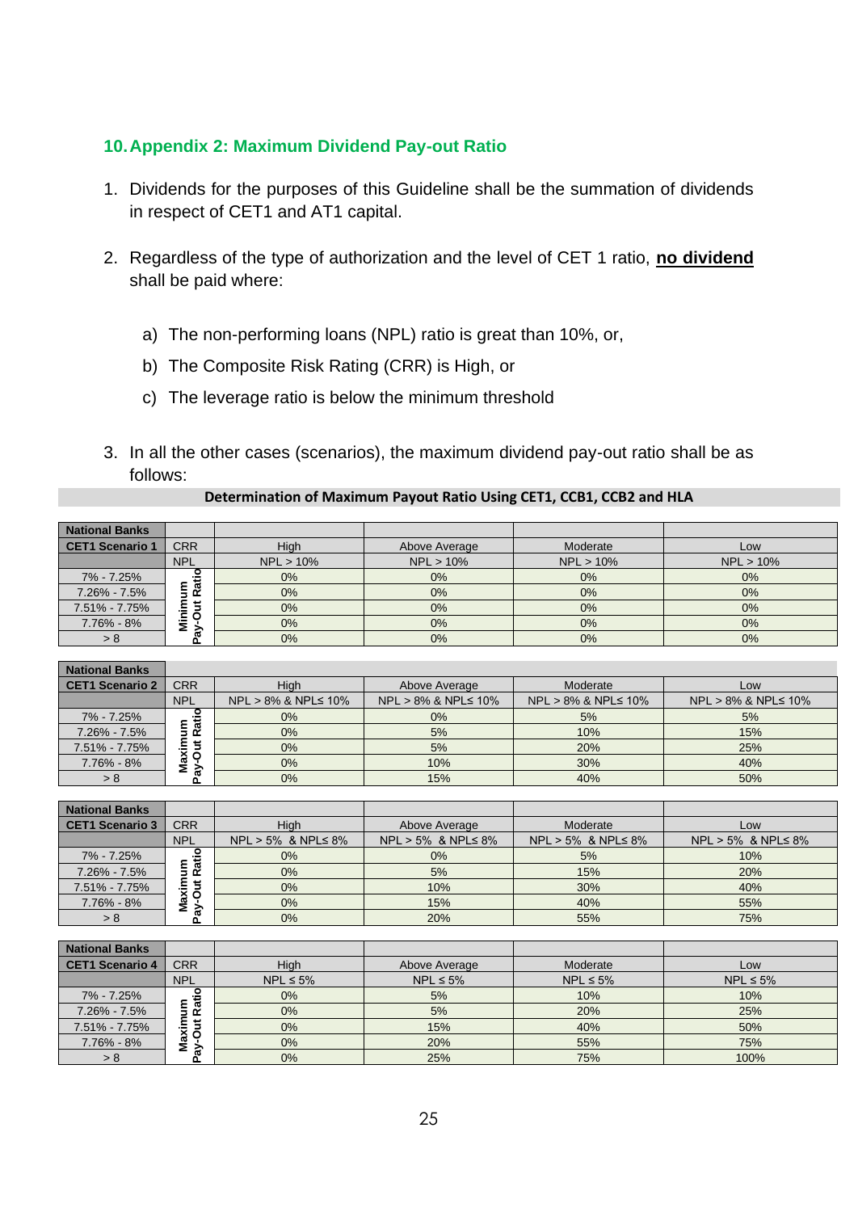## 10. Appendix 2: Maximum Dividend Pay-out Ratio

1. Dividends for the purposes of this Guideline shall be the summation of dividends in respect of CET1 and AT1 capital.

2. Regardless of the type of authorization and the level of CET 1 ratio, **no dividend** shall be paid where:

   a) The non-performing loans (NPL) ratio is great than 10%, or,

   b) The Composite Risk Rating (CRR) is High, or

   c) The leverage ratio is below the minimum threshold

3. In all the other cases (scenarios), the maximum dividend pay-out ratio shall be as follows:

**Determination of Maximum Payout Ratio Using CET1, CCB1, CCB2 and HLA**

| National Banks | | | | | |
|---|---|---|---|---|---|
| **CET1 Scenario 1** | CRR | High | Above Average | Moderate | Low |
| | NPL | NPL > 10% | NPL > 10% | NPL > 10% | NPL > 10% |
| 7% - 7.25% | Minimum Pay-Out Ratio | 0% | 0% | 0% | 0% |
| 7.26% - 7.5% | | 0% | 0% | 0% | 0% |
| 7.51% - 7.75% | | 0% | 0% | 0% | 0% |
| 7.76% - 8% | | 0% | 0% | 0% | 0% |
| > 8 | | 0% | 0% | 0% | 0% |

| National Banks | | | | | |
|---|---|---|---|---|---|
| **CET1 Scenario 2** | CRR | High | Above Average | Moderate | Low |
| | NPL | NPL > 8% & NPL≤ 10% | NPL > 8% & NPL≤ 10% | NPL > 8% & NPL≤ 10% | NPL > 8% & NPL≤ 10% |
| 7% - 7.25% | Maximum Pay-Out Ratio | 0% | 0% | 5% | 5% |
| 7.26% - 7.5% | | 0% | 5% | 10% | 15% |
| 7.51% - 7.75% | | 0% | 5% | 20% | 25% |
| 7.76% - 8% | | 0% | 10% | 30% | 40% |
| > 8 | | 0% | 15% | 40% | 50% |

| National Banks | | | | | |
|---|---|---|---|---|---|
| **CET1 Scenario 3** | CRR | High | Above Average | Moderate | Low |
| | NPL | NPL > 5% & NPL≤ 8% | NPL > 5% & NPL≤ 8% | NPL > 5% & NPL≤ 8% | NPL > 5% & NPL≤ 8% |
| 7% - 7.25% | Maximum Pay-Out Ratio | 0% | 0% | 5% | 10% |
| 7.26% - 7.5% | | 0% | 5% | 15% | 20% |
| 7.51% - 7.75% | | 0% | 10% | 30% | 40% |
| 7.76% - 8% | | 0% | 15% | 40% | 55% |
| > 8 | | 0% | 20% | 55% | 75% |

| National Banks | | | | | |
|---|---|---|---|---|---|
| **CET1 Scenario 4** | CRR | High | Above Average | Moderate | Low |
| | NPL | NPL ≤ 5% | NPL ≤ 5% | NPL ≤ 5% | NPL ≤ 5% |
| 7% - 7.25% | Maximum Pay-Out Ratio | 0% | 5% | 10% | 10% |
| 7.26% - 7.5% | | 0% | 5% | 20% | 25% |
| 7.51% - 7.75% | | 0% | 15% | 40% | 50% |
| 7.76% - 8% | | 0% | 20% | 55% | 75% |
| > 8 | | 0% | 25% | 75% | 100% |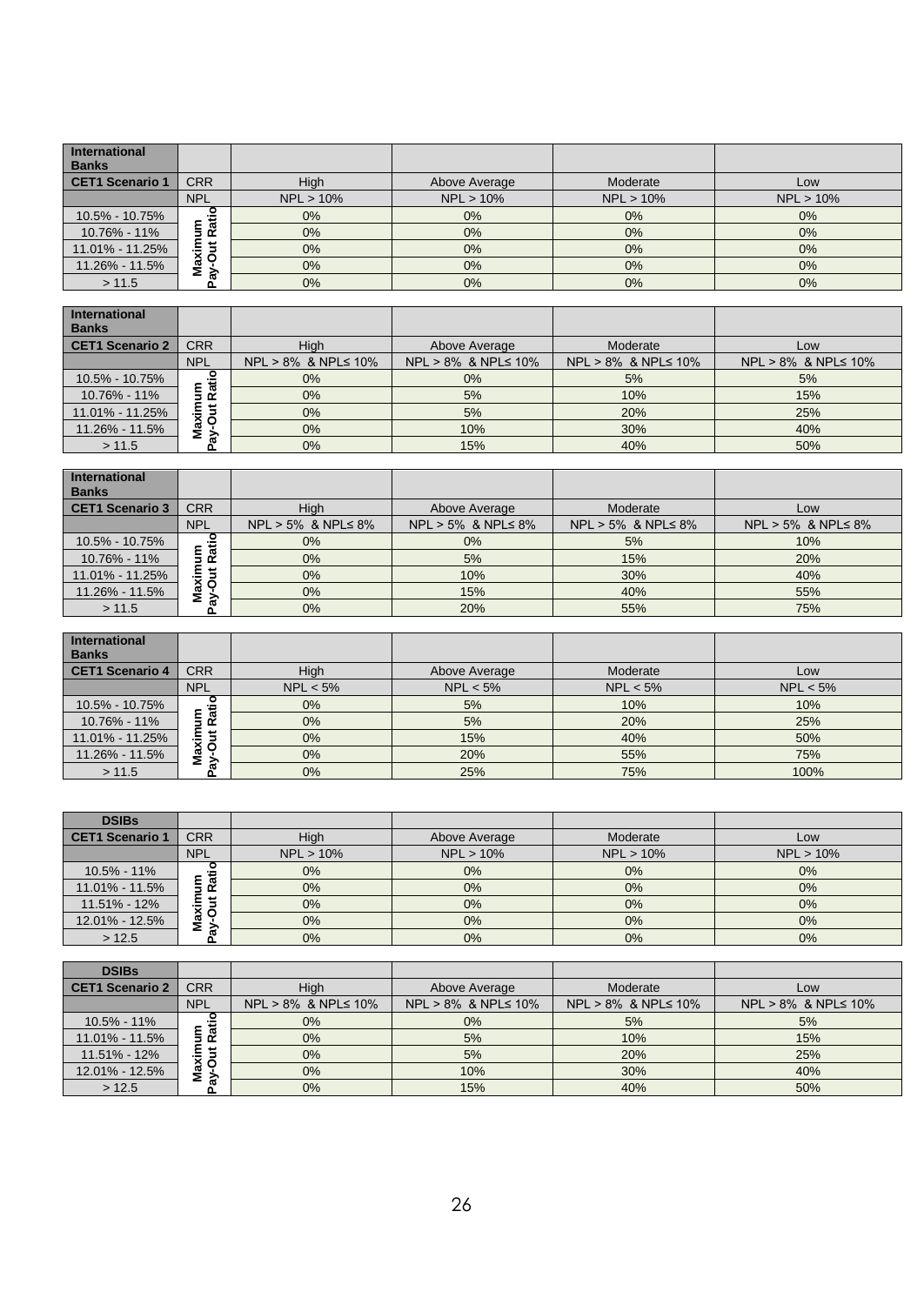| International Banks | | | | | |
|---|---|---|---|---|---|
| **CET1 Scenario 1** | CRR | High | Above Average | Moderate | Low |
| | NPL | NPL > 10% | NPL > 10% | NPL > 10% | NPL > 10% |
| 10.5% - 10.75% | Maximum Pay-Out Ratio | 0% | 0% | 0% | 0% |
| 10.76% - 11% | | 0% | 0% | 0% | 0% |
| 11.01% - 11.25% | | 0% | 0% | 0% | 0% |
| 11.26% - 11.5% | | 0% | 0% | 0% | 0% |
| > 11.5 | | 0% | 0% | 0% | 0% |

| International Banks | | | | | |
|---|---|---|---|---|---|
| **CET1 Scenario 2** | CRR | High | Above Average | Moderate | Low |
| | NPL | NPL > 8% & NPL≤ 10% | NPL > 8% & NPL≤ 10% | NPL > 8% & NPL≤ 10% | NPL > 8% & NPL≤ 10% |
| 10.5% - 10.75% | Maximum Pay-Out Ratio | 0% | 0% | 5% | 5% |
| 10.76% - 11% | | 0% | 5% | 10% | 15% |
| 11.01% - 11.25% | | 0% | 5% | 20% | 25% |
| 11.26% - 11.5% | | 0% | 10% | 30% | 40% |
| > 11.5 | | 0% | 15% | 40% | 50% |

| International Banks | | | | | |
|---|---|---|---|---|---|
| **CET1 Scenario 3** | CRR | High | Above Average | Moderate | Low |
| | NPL | NPL > 5% & NPL≤ 8% | NPL > 5% & NPL≤ 8% | NPL > 5% & NPL≤ 8% | NPL > 5% & NPL≤ 8% |
| 10.5% - 10.75% | Maximum Pay-Out Ratio | 0% | 0% | 5% | 10% |
| 10.76% - 11% | | 0% | 5% | 15% | 20% |
| 11.01% - 11.25% | | 0% | 10% | 30% | 40% |
| 11.26% - 11.5% | | 0% | 15% | 40% | 55% |
| > 11.5 | | 0% | 20% | 55% | 75% |

| International Banks | | | | | |
|---|---|---|---|---|---|
| **CET1 Scenario 4** | CRR | High | Above Average | Moderate | Low |
| | NPL | NPL < 5% | NPL < 5% | NPL < 5% | NPL < 5% |
| 10.5% - 10.75% | Maximum Pay-Out Ratio | 0% | 5% | 10% | 10% |
| 10.76% - 11% | | 0% | 5% | 20% | 25% |
| 11.01% - 11.25% | | 0% | 15% | 40% | 50% |
| 11.26% - 11.5% | | 0% | 20% | 55% | 75% |
| > 11.5 | | 0% | 25% | 75% | 100% |

| DSIBs | | | | | |
|---|---|---|---|---|---|
| **CET1 Scenario 1** | CRR | High | Above Average | Moderate | Low |
| | NPL | NPL > 10% | NPL > 10% | NPL > 10% | NPL > 10% |
| 10.5% - 11% | Maximum Pay-Out Ratio | 0% | 0% | 0% | 0% |
| 11.01% - 11.5% | | 0% | 0% | 0% | 0% |
| 11.51% - 12% | | 0% | 0% | 0% | 0% |
| 12.01% - 12.5% | | 0% | 0% | 0% | 0% |
| > 12.5 | | 0% | 0% | 0% | 0% |

| DSIBs | | | | | |
|---|---|---|---|---|---|
| **CET1 Scenario 2** | CRR | High | Above Average | Moderate | Low |
| | NPL | NPL > 8% & NPL≤ 10% | NPL > 8% & NPL≤ 10% | NPL > 8% & NPL≤ 10% | NPL > 8% & NPL≤ 10% |
| 10.5% - 11% | Maximum Pay-Out Ratio | 0% | 0% | 5% | 5% |
| 11.01% - 11.5% | | 0% | 5% | 10% | 15% |
| 11.51% - 12% | | 0% | 5% | 20% | 25% |
| 12.01% - 12.5% | | 0% | 10% | 30% | 40% |
| > 12.5 | | 0% | 15% | 40% | 50% |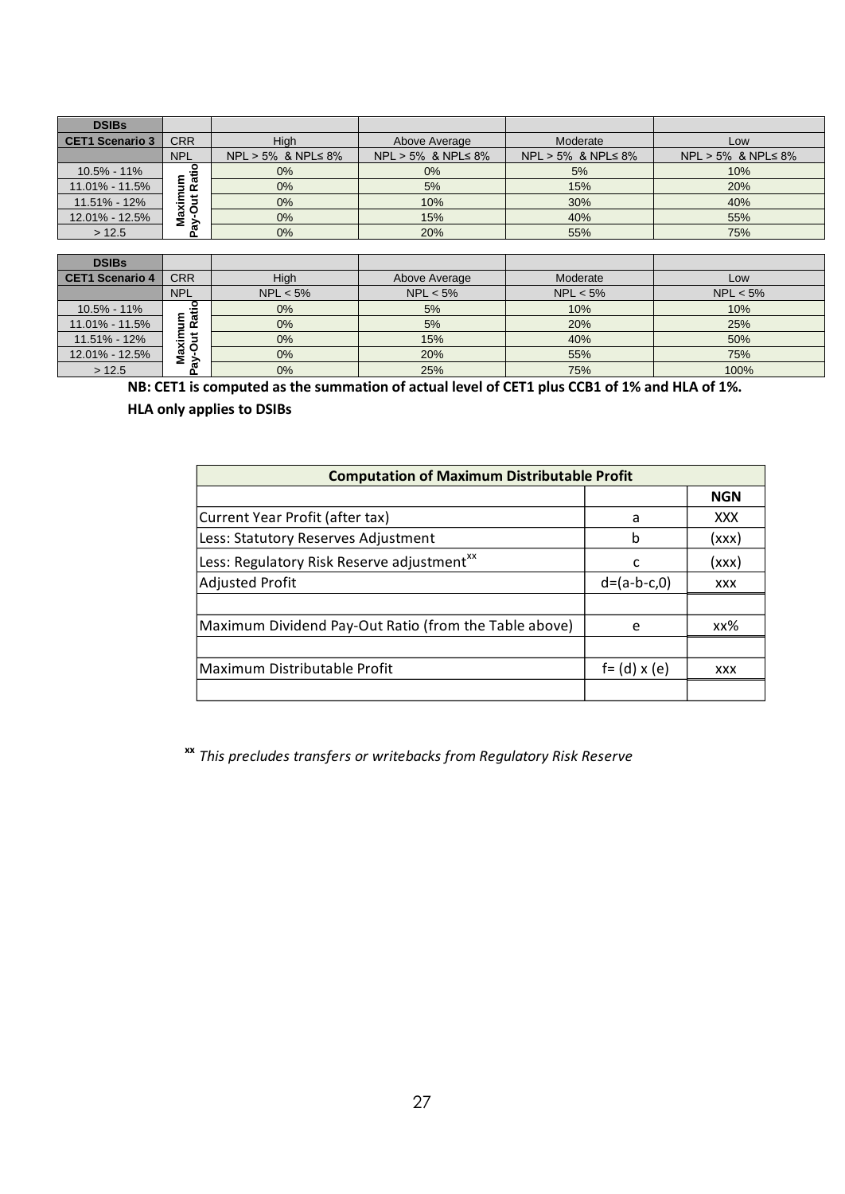| DSIBs | | | | | |
|---|---|---|---|---|---|
| **CET1 Scenario 3** | CRR | High | Above Average | Moderate | Low |
| | NPL | NPL > 5% & NPL≤ 8% | NPL > 5% & NPL≤ 8% | NPL > 5% & NPL≤ 8% | NPL > 5% & NPL≤ 8% |
| 10.5% - 11% | Maximum Pay-Out Ratio | 0% | 0% | 5% | 10% |
| 11.01% - 11.5% | | 0% | 5% | 15% | 20% |
| 11.51% - 12% | | 0% | 10% | 30% | 40% |
| 12.01% - 12.5% | | 0% | 15% | 40% | 55% |
| > 12.5 | | 0% | 20% | 55% | 75% |

| DSIBs | | | | | |
|---|---|---|---|---|---|
| **CET1 Scenario 4** | CRR | High | Above Average | Moderate | Low |
| | NPL | NPL < 5% | NPL < 5% | NPL < 5% | NPL < 5% |
| 10.5% - 11% | Maximum Pay-Out Ratio | 0% | 5% | 10% | 10% |
| 11.01% - 11.5% | | 0% | 5% | 20% | 25% |
| 11.51% - 12% | | 0% | 15% | 40% | 50% |
| 12.01% - 12.5% | | 0% | 20% | 55% | 75% |
| > 12.5 | | 0% | 25% | 75% | 100% |

**NB: CET1 is computed as the summation of actual level of CET1 plus CCB1 of 1% and HLA of 1%.**

**HLA only applies to DSIBs**

| Computation of Maximum Distributable Profit | | |
|---|---|---|
| | | **NGN** |
| Current Year Profit (after tax) | a | XXX |
| Less: Statutory Reserves Adjustment | b | (xxx) |
| Less: Regulatory Risk Reserve adjustment[xx] | c | (xxx) |
| Adjusted Profit | d=(a-b-c,0) | xxx |
| | | |
| Maximum Dividend Pay-Out Ratio (from the Table above) | e | xx% |
| | | |
| Maximum Distributable Profit | f= (d) x (e) | xxx |
| | | |

[xx] *This precludes transfers or writebacks from Regulatory Risk Reserve*